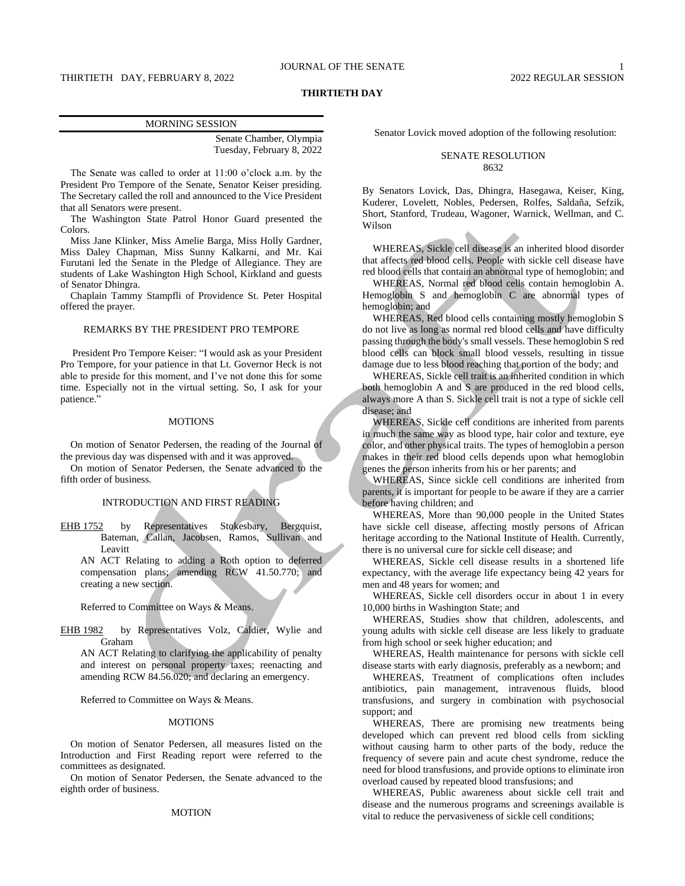# THIRTIETH DAY

## MORNING SESSION

Senate Chamber, Olympia
Tuesday, February 8, 2022

The Senate was called to order at 11:00 o'clock a.m. by the President Pro Tempore of the Senate, Senator Keiser presiding. The Secretary called the roll and announced to the Vice President that all Senators were present.

The Washington State Patrol Honor Guard presented the Colors.

Miss Jane Klinker, Miss Amelie Barga, Miss Holly Gardner, Miss Daley Chapman, Miss Sunny Kalkarni, and Mr. Kai Furutani led the Senate in the Pledge of Allegiance. They are students of Lake Washington High School, Kirkland and guests of Senator Dhingra.

Chaplain Tammy Stampfli of Providence St. Peter Hospital offered the prayer.

### REMARKS BY THE PRESIDENT PRO TEMPORE

President Pro Tempore Keiser: "I would ask as your President Pro Tempore, for your patience in that Lt. Governor Heck is not able to preside for this moment, and I've not done this for some time. Especially not in the virtual setting. So, I ask for your patience."

### MOTIONS

On motion of Senator Pedersen, the reading of the Journal of the previous day was dispensed with and it was approved.

On motion of Senator Pedersen, the Senate advanced to the fifth order of business.

### INTRODUCTION AND FIRST READING

EHB 1752 by Representatives Stokesbary, Bergquist, Bateman, Callan, Jacobsen, Ramos, Sullivan and Leavitt

AN ACT Relating to adding a Roth option to deferred compensation plans; amending RCW 41.50.770; and creating a new section.

Referred to Committee on Ways & Means.

EHB 1982 by Representatives Volz, Caldier, Wylie and Graham

AN ACT Relating to clarifying the applicability of penalty and interest on personal property taxes; reenacting and amending RCW 84.56.020; and declaring an emergency.

Referred to Committee on Ways & Means.

### MOTIONS

On motion of Senator Pedersen, all measures listed on the Introduction and First Reading report were referred to the committees as designated.

On motion of Senator Pedersen, the Senate advanced to the eighth order of business.

### MOTION

Senator Lovick moved adoption of the following resolution:

#### SENATE RESOLUTION 8632

By Senators Lovick, Das, Dhingra, Hasegawa, Keiser, King, Kuderer, Lovelett, Nobles, Pedersen, Rolfes, Saldaña, Sefzik, Short, Stanford, Trudeau, Wagoner, Warnick, Wellman, and C. Wilson

WHEREAS, Sickle cell disease is an inherited blood disorder that affects red blood cells. People with sickle cell disease have red blood cells that contain an abnormal type of hemoglobin; and

WHEREAS, Normal red blood cells contain hemoglobin A. Hemoglobin S and hemoglobin C are abnormal types of hemoglobin; and

WHEREAS, Red blood cells containing mostly hemoglobin S do not live as long as normal red blood cells and have difficulty passing through the body's small vessels. These hemoglobin S red blood cells can block small blood vessels, resulting in tissue damage due to less blood reaching that portion of the body; and

WHEREAS, Sickle cell trait is an inherited condition in which both hemoglobin A and S are produced in the red blood cells, always more A than S. Sickle cell trait is not a type of sickle cell disease; and

WHEREAS, Sickle cell conditions are inherited from parents in much the same way as blood type, hair color and texture, eye color, and other physical traits. The types of hemoglobin a person makes in their red blood cells depends upon what hemoglobin genes the person inherits from his or her parents; and

WHEREAS, Since sickle cell conditions are inherited from parents, it is important for people to be aware if they are a carrier before having children; and

WHEREAS, More than 90,000 people in the United States have sickle cell disease, affecting mostly persons of African heritage according to the National Institute of Health. Currently, there is no universal cure for sickle cell disease; and

WHEREAS, Sickle cell disease results in a shortened life expectancy, with the average life expectancy being 42 years for men and 48 years for women; and

WHEREAS, Sickle cell disorders occur in about 1 in every 10,000 births in Washington State; and

WHEREAS, Studies show that children, adolescents, and young adults with sickle cell disease are less likely to graduate from high school or seek higher education; and

WHEREAS, Health maintenance for persons with sickle cell disease starts with early diagnosis, preferably as a newborn; and

WHEREAS, Treatment of complications often includes antibiotics, pain management, intravenous fluids, blood transfusions, and surgery in combination with psychosocial support; and

WHEREAS, There are promising new treatments being developed which can prevent red blood cells from sickling without causing harm to other parts of the body, reduce the frequency of severe pain and acute chest syndrome, reduce the need for blood transfusions, and provide options to eliminate iron overload caused by repeated blood transfusions; and

WHEREAS, Public awareness about sickle cell trait and disease and the numerous programs and screenings available is vital to reduce the pervasiveness of sickle cell conditions;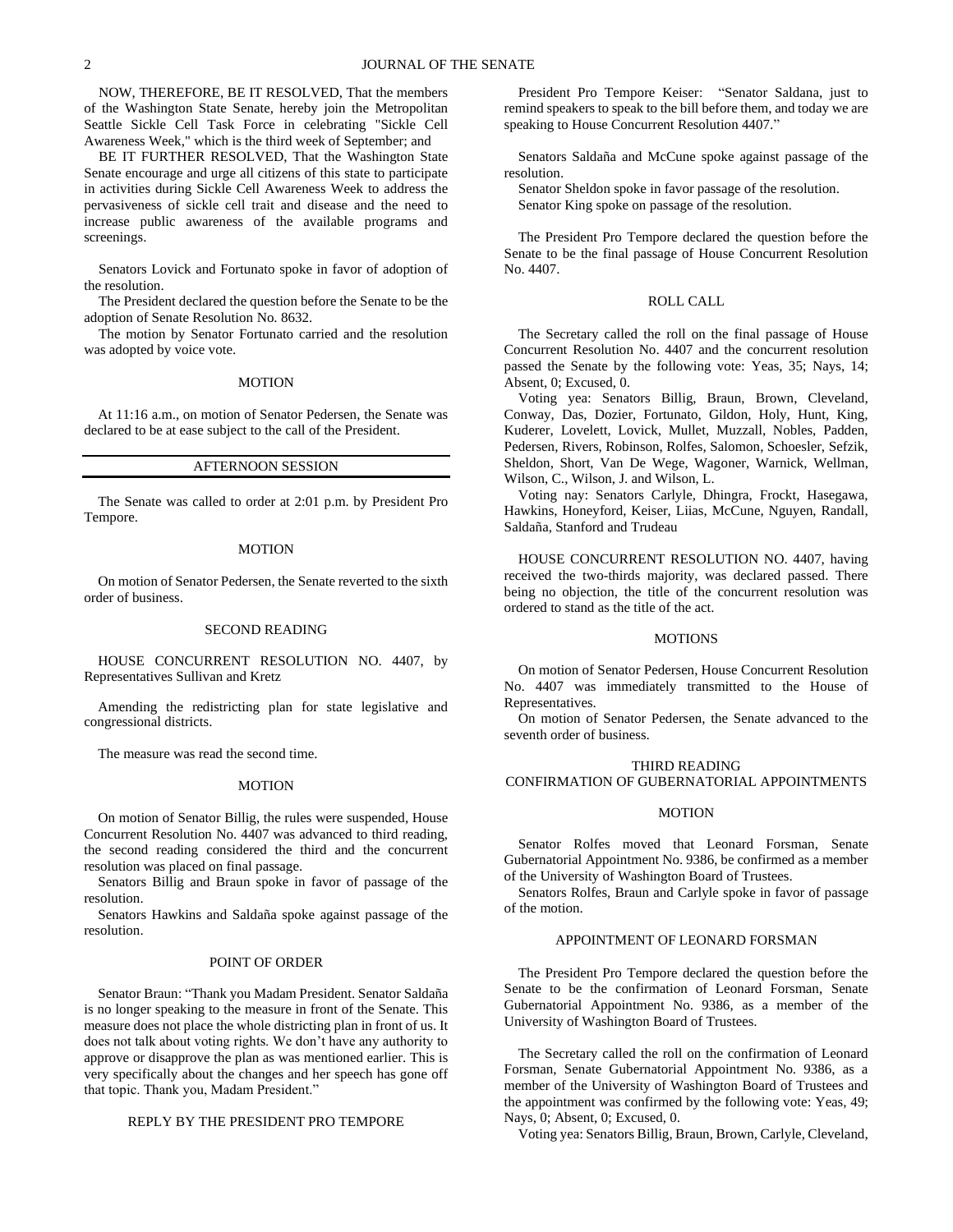NOW, THEREFORE, BE IT RESOLVED, That the members of the Washington State Senate, hereby join the Metropolitan Seattle Sickle Cell Task Force in celebrating "Sickle Cell Awareness Week," which is the third week of September; and

BE IT FURTHER RESOLVED, That the Washington State Senate encourage and urge all citizens of this state to participate in activities during Sickle Cell Awareness Week to address the pervasiveness of sickle cell trait and disease and the need to increase public awareness of the available programs and screenings.

Senators Lovick and Fortunato spoke in favor of adoption of the resolution.

The President declared the question before the Senate to be the adoption of Senate Resolution No. 8632.

The motion by Senator Fortunato carried and the resolution was adopted by voice vote.

MOTION

At 11:16 a.m., on motion of Senator Pedersen, the Senate was declared to be at ease subject to the call of the President.

## AFTERNOON SESSION

The Senate was called to order at 2:01 p.m. by President Pro Tempore.

MOTION

On motion of Senator Pedersen, the Senate reverted to the sixth order of business.

SECOND READING

HOUSE CONCURRENT RESOLUTION NO. 4407, by Representatives Sullivan and Kretz

Amending the redistricting plan for state legislative and congressional districts.

The measure was read the second time.

MOTION

On motion of Senator Billig, the rules were suspended, House Concurrent Resolution No. 4407 was advanced to third reading, the second reading considered the third and the concurrent resolution was placed on final passage.

Senators Billig and Braun spoke in favor of passage of the resolution.

Senators Hawkins and Saldaña spoke against passage of the resolution.

POINT OF ORDER

Senator Braun: "Thank you Madam President. Senator Saldaña is no longer speaking to the measure in front of the Senate. This measure does not place the whole districting plan in front of us. It does not talk about voting rights. We don't have any authority to approve or disapprove the plan as was mentioned earlier. This is very specifically about the changes and her speech has gone off that topic. Thank you, Madam President."

REPLY BY THE PRESIDENT PRO TEMPORE

President Pro Tempore Keiser: "Senator Saldana, just to remind speakers to speak to the bill before them, and today we are speaking to House Concurrent Resolution 4407."

Senators Saldaña and McCune spoke against passage of the resolution.

Senator Sheldon spoke in favor passage of the resolution.

Senator King spoke on passage of the resolution.

The President Pro Tempore declared the question before the Senate to be the final passage of House Concurrent Resolution No. 4407.

ROLL CALL

The Secretary called the roll on the final passage of House Concurrent Resolution No. 4407 and the concurrent resolution passed the Senate by the following vote: Yeas, 35; Nays, 14; Absent, 0; Excused, 0.

Voting yea: Senators Billig, Braun, Brown, Cleveland, Conway, Das, Dozier, Fortunato, Gildon, Holy, Hunt, King, Kuderer, Lovelett, Lovick, Mullet, Muzzall, Nobles, Padden, Pedersen, Rivers, Robinson, Rolfes, Salomon, Schoesler, Sefzik, Sheldon, Short, Van De Wege, Wagoner, Warnick, Wellman, Wilson, C., Wilson, J. and Wilson, L.

Voting nay: Senators Carlyle, Dhingra, Frockt, Hasegawa, Hawkins, Honeyford, Keiser, Liias, McCune, Nguyen, Randall, Saldaña, Stanford and Trudeau

HOUSE CONCURRENT RESOLUTION NO. 4407, having received the two-thirds majority, was declared passed. There being no objection, the title of the concurrent resolution was ordered to stand as the title of the act.

MOTIONS

On motion of Senator Pedersen, House Concurrent Resolution No. 4407 was immediately transmitted to the House of Representatives.

On motion of Senator Pedersen, the Senate advanced to the seventh order of business.

THIRD READING
CONFIRMATION OF GUBERNATORIAL APPOINTMENTS

MOTION

Senator Rolfes moved that Leonard Forsman, Senate Gubernatorial Appointment No. 9386, be confirmed as a member of the University of Washington Board of Trustees.

Senators Rolfes, Braun and Carlyle spoke in favor of passage of the motion.

APPOINTMENT OF LEONARD FORSMAN

The President Pro Tempore declared the question before the Senate to be the confirmation of Leonard Forsman, Senate Gubernatorial Appointment No. 9386, as a member of the University of Washington Board of Trustees.

The Secretary called the roll on the confirmation of Leonard Forsman, Senate Gubernatorial Appointment No. 9386, as a member of the University of Washington Board of Trustees and the appointment was confirmed by the following vote: Yeas, 49; Nays, 0; Absent, 0; Excused, 0.

Voting yea: Senators Billig, Braun, Brown, Carlyle, Cleveland,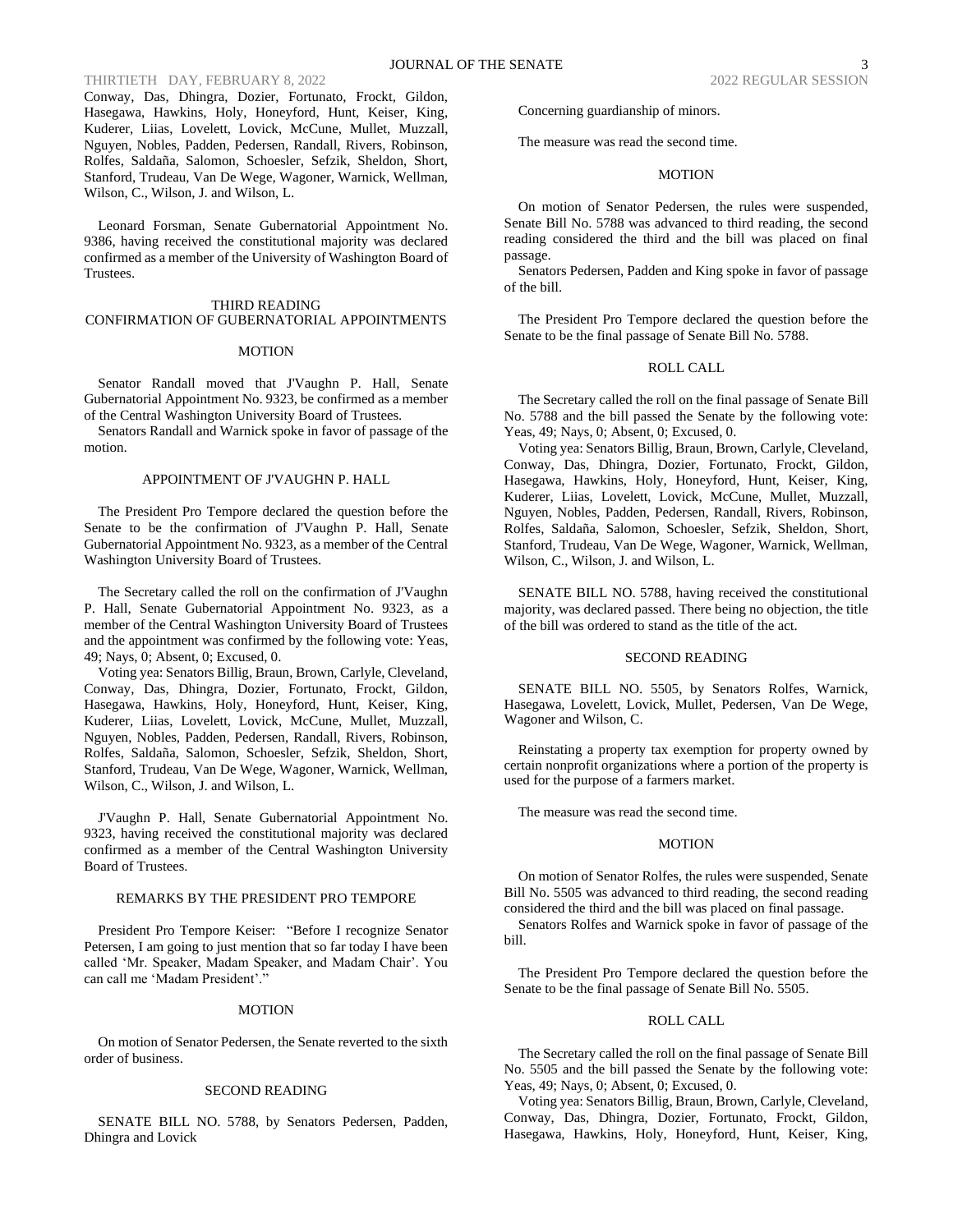Conway, Das, Dhingra, Dozier, Fortunato, Frockt, Gildon, Hasegawa, Hawkins, Holy, Honeyford, Hunt, Keiser, King, Kuderer, Liias, Lovelett, Lovick, McCune, Mullet, Muzzall, Nguyen, Nobles, Padden, Pedersen, Randall, Rivers, Robinson, Rolfes, Saldaña, Salomon, Schoesler, Sefzik, Sheldon, Short, Stanford, Trudeau, Van De Wege, Wagoner, Warnick, Wellman, Wilson, C., Wilson, J. and Wilson, L.

Leonard Forsman, Senate Gubernatorial Appointment No. 9386, having received the constitutional majority was declared confirmed as a member of the University of Washington Board of Trustees.

THIRD READING
CONFIRMATION OF GUBERNATORIAL APPOINTMENTS

MOTION

Senator Randall moved that J'Vaughn P. Hall, Senate Gubernatorial Appointment No. 9323, be confirmed as a member of the Central Washington University Board of Trustees.

Senators Randall and Warnick spoke in favor of passage of the motion.

APPOINTMENT OF J'VAUGHN P. HALL

The President Pro Tempore declared the question before the Senate to be the confirmation of J'Vaughn P. Hall, Senate Gubernatorial Appointment No. 9323, as a member of the Central Washington University Board of Trustees.

The Secretary called the roll on the confirmation of J'Vaughn P. Hall, Senate Gubernatorial Appointment No. 9323, as a member of the Central Washington University Board of Trustees and the appointment was confirmed by the following vote: Yeas, 49; Nays, 0; Absent, 0; Excused, 0.

Voting yea: Senators Billig, Braun, Brown, Carlyle, Cleveland, Conway, Das, Dhingra, Dozier, Fortunato, Frockt, Gildon, Hasegawa, Hawkins, Holy, Honeyford, Hunt, Keiser, King, Kuderer, Liias, Lovelett, Lovick, McCune, Mullet, Muzzall, Nguyen, Nobles, Padden, Pedersen, Randall, Rivers, Robinson, Rolfes, Saldaña, Salomon, Schoesler, Sefzik, Sheldon, Short, Stanford, Trudeau, Van De Wege, Wagoner, Warnick, Wellman, Wilson, C., Wilson, J. and Wilson, L.

J'Vaughn P. Hall, Senate Gubernatorial Appointment No. 9323, having received the constitutional majority was declared confirmed as a member of the Central Washington University Board of Trustees.

REMARKS BY THE PRESIDENT PRO TEMPORE

President Pro Tempore Keiser: "Before I recognize Senator Petersen, I am going to just mention that so far today I have been called 'Mr. Speaker, Madam Speaker, and Madam Chair'. You can call me 'Madam President'."

MOTION

On motion of Senator Pedersen, the Senate reverted to the sixth order of business.

SECOND READING

SENATE BILL NO. 5788, by Senators Pedersen, Padden, Dhingra and Lovick

Concerning guardianship of minors.

The measure was read the second time.

MOTION

On motion of Senator Pedersen, the rules were suspended, Senate Bill No. 5788 was advanced to third reading, the second reading considered the third and the bill was placed on final passage.

Senators Pedersen, Padden and King spoke in favor of passage of the bill.

The President Pro Tempore declared the question before the Senate to be the final passage of Senate Bill No. 5788.

ROLL CALL

The Secretary called the roll on the final passage of Senate Bill No. 5788 and the bill passed the Senate by the following vote: Yeas, 49; Nays, 0; Absent, 0; Excused, 0.

Voting yea: Senators Billig, Braun, Brown, Carlyle, Cleveland, Conway, Das, Dhingra, Dozier, Fortunato, Frockt, Gildon, Hasegawa, Hawkins, Holy, Honeyford, Hunt, Keiser, King, Kuderer, Liias, Lovelett, Lovick, McCune, Mullet, Muzzall, Nguyen, Nobles, Padden, Pedersen, Randall, Rivers, Robinson, Rolfes, Saldaña, Salomon, Schoesler, Sefzik, Sheldon, Short, Stanford, Trudeau, Van De Wege, Wagoner, Warnick, Wellman, Wilson, C., Wilson, J. and Wilson, L.

SENATE BILL NO. 5788, having received the constitutional majority, was declared passed. There being no objection, the title of the bill was ordered to stand as the title of the act.

SECOND READING

SENATE BILL NO. 5505, by Senators Rolfes, Warnick, Hasegawa, Lovelett, Lovick, Mullet, Pedersen, Van De Wege, Wagoner and Wilson, C.

Reinstating a property tax exemption for property owned by certain nonprofit organizations where a portion of the property is used for the purpose of a farmers market.

The measure was read the second time.

MOTION

On motion of Senator Rolfes, the rules were suspended, Senate Bill No. 5505 was advanced to third reading, the second reading considered the third and the bill was placed on final passage.

Senators Rolfes and Warnick spoke in favor of passage of the bill.

The President Pro Tempore declared the question before the Senate to be the final passage of Senate Bill No. 5505.

ROLL CALL

The Secretary called the roll on the final passage of Senate Bill No. 5505 and the bill passed the Senate by the following vote: Yeas, 49; Nays, 0; Absent, 0; Excused, 0.

Voting yea: Senators Billig, Braun, Brown, Carlyle, Cleveland, Conway, Das, Dhingra, Dozier, Fortunato, Frockt, Gildon, Hasegawa, Hawkins, Holy, Honeyford, Hunt, Keiser, King,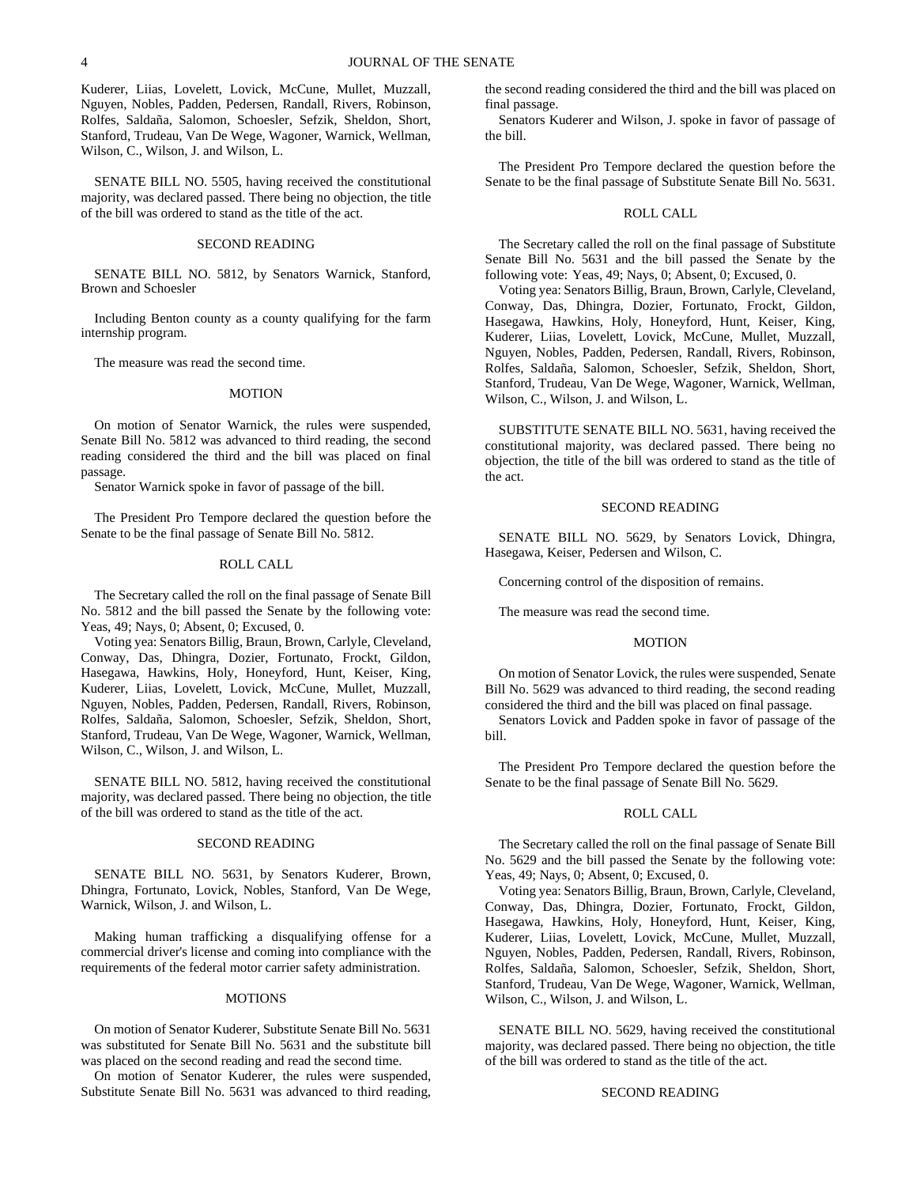Kuderer, Liias, Lovelett, Lovick, McCune, Mullet, Muzzall, Nguyen, Nobles, Padden, Pedersen, Randall, Rivers, Robinson, Rolfes, Saldaña, Salomon, Schoesler, Sefzik, Sheldon, Short, Stanford, Trudeau, Van De Wege, Wagoner, Warnick, Wellman, Wilson, C., Wilson, J. and Wilson, L.

SENATE BILL NO. 5505, having received the constitutional majority, was declared passed. There being no objection, the title of the bill was ordered to stand as the title of the act.

SECOND READING

SENATE BILL NO. 5812, by Senators Warnick, Stanford, Brown and Schoesler

Including Benton county as a county qualifying for the farm internship program.

The measure was read the second time.

MOTION

On motion of Senator Warnick, the rules were suspended, Senate Bill No. 5812 was advanced to third reading, the second reading considered the third and the bill was placed on final passage.

Senator Warnick spoke in favor of passage of the bill.

The President Pro Tempore declared the question before the Senate to be the final passage of Senate Bill No. 5812.

ROLL CALL

The Secretary called the roll on the final passage of Senate Bill No. 5812 and the bill passed the Senate by the following vote: Yeas, 49; Nays, 0; Absent, 0; Excused, 0.

Voting yea: Senators Billig, Braun, Brown, Carlyle, Cleveland, Conway, Das, Dhingra, Dozier, Fortunato, Frockt, Gildon, Hasegawa, Hawkins, Holy, Honeyford, Hunt, Keiser, King, Kuderer, Liias, Lovelett, Lovick, McCune, Mullet, Muzzall, Nguyen, Nobles, Padden, Pedersen, Randall, Rivers, Robinson, Rolfes, Saldaña, Salomon, Schoesler, Sefzik, Sheldon, Short, Stanford, Trudeau, Van De Wege, Wagoner, Warnick, Wellman, Wilson, C., Wilson, J. and Wilson, L.

SENATE BILL NO. 5812, having received the constitutional majority, was declared passed. There being no objection, the title of the bill was ordered to stand as the title of the act.

SECOND READING

SENATE BILL NO. 5631, by Senators Kuderer, Brown, Dhingra, Fortunato, Lovick, Nobles, Stanford, Van De Wege, Warnick, Wilson, J. and Wilson, L.

Making human trafficking a disqualifying offense for a commercial driver's license and coming into compliance with the requirements of the federal motor carrier safety administration.

MOTIONS

On motion of Senator Kuderer, Substitute Senate Bill No. 5631 was substituted for Senate Bill No. 5631 and the substitute bill was placed on the second reading and read the second time.

On motion of Senator Kuderer, the rules were suspended, Substitute Senate Bill No. 5631 was advanced to third reading, the second reading considered the third and the bill was placed on final passage.

Senators Kuderer and Wilson, J. spoke in favor of passage of the bill.

The President Pro Tempore declared the question before the Senate to be the final passage of Substitute Senate Bill No. 5631.

ROLL CALL

The Secretary called the roll on the final passage of Substitute Senate Bill No. 5631 and the bill passed the Senate by the following vote: Yeas, 49; Nays, 0; Absent, 0; Excused, 0.

Voting yea: Senators Billig, Braun, Brown, Carlyle, Cleveland, Conway, Das, Dhingra, Dozier, Fortunato, Frockt, Gildon, Hasegawa, Hawkins, Holy, Honeyford, Hunt, Keiser, King, Kuderer, Liias, Lovelett, Lovick, McCune, Mullet, Muzzall, Nguyen, Nobles, Padden, Pedersen, Randall, Rivers, Robinson, Rolfes, Saldaña, Salomon, Schoesler, Sefzik, Sheldon, Short, Stanford, Trudeau, Van De Wege, Wagoner, Warnick, Wellman, Wilson, C., Wilson, J. and Wilson, L.

SUBSTITUTE SENATE BILL NO. 5631, having received the constitutional majority, was declared passed. There being no objection, the title of the bill was ordered to stand as the title of the act.

SECOND READING

SENATE BILL NO. 5629, by Senators Lovick, Dhingra, Hasegawa, Keiser, Pedersen and Wilson, C.

Concerning control of the disposition of remains.

The measure was read the second time.

MOTION

On motion of Senator Lovick, the rules were suspended, Senate Bill No. 5629 was advanced to third reading, the second reading considered the third and the bill was placed on final passage.

Senators Lovick and Padden spoke in favor of passage of the bill.

The President Pro Tempore declared the question before the Senate to be the final passage of Senate Bill No. 5629.

ROLL CALL

The Secretary called the roll on the final passage of Senate Bill No. 5629 and the bill passed the Senate by the following vote: Yeas, 49; Nays, 0; Absent, 0; Excused, 0.

Voting yea: Senators Billig, Braun, Brown, Carlyle, Cleveland, Conway, Das, Dhingra, Dozier, Fortunato, Frockt, Gildon, Hasegawa, Hawkins, Holy, Honeyford, Hunt, Keiser, King, Kuderer, Liias, Lovelett, Lovick, McCune, Mullet, Muzzall, Nguyen, Nobles, Padden, Pedersen, Randall, Rivers, Robinson, Rolfes, Saldaña, Salomon, Schoesler, Sefzik, Sheldon, Short, Stanford, Trudeau, Van De Wege, Wagoner, Warnick, Wellman, Wilson, C., Wilson, J. and Wilson, L.

SENATE BILL NO. 5629, having received the constitutional majority, was declared passed. There being no objection, the title of the bill was ordered to stand as the title of the act.

SECOND READING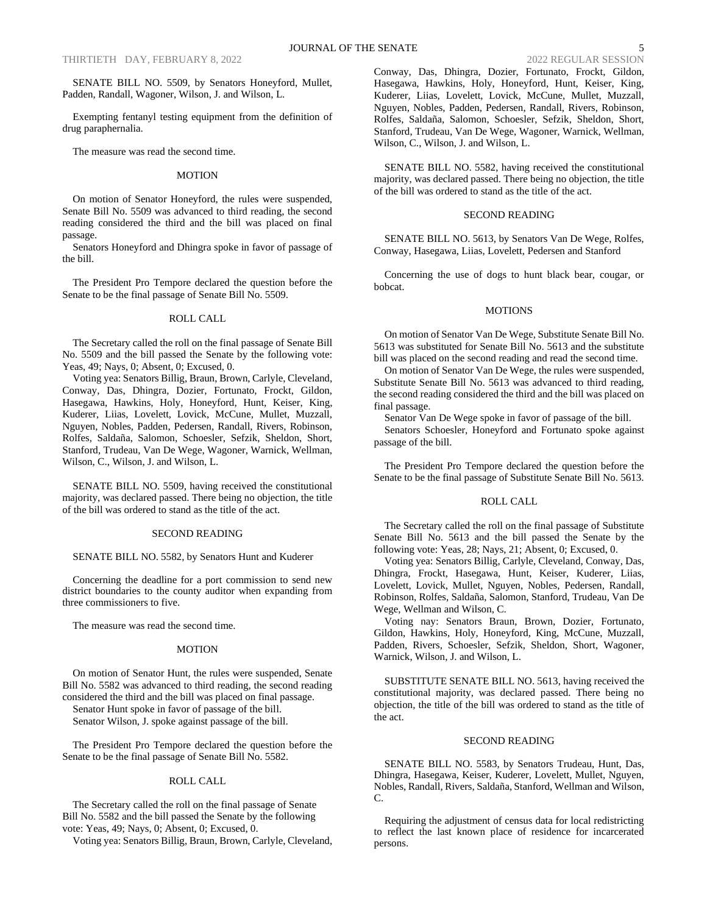SENATE BILL NO. 5509, by Senators Honeyford, Mullet, Padden, Randall, Wagoner, Wilson, J. and Wilson, L.

Exempting fentanyl testing equipment from the definition of drug paraphernalia.

The measure was read the second time.

MOTION

On motion of Senator Honeyford, the rules were suspended, Senate Bill No. 5509 was advanced to third reading, the second reading considered the third and the bill was placed on final passage.

Senators Honeyford and Dhingra spoke in favor of passage of the bill.

The President Pro Tempore declared the question before the Senate to be the final passage of Senate Bill No. 5509.

ROLL CALL

The Secretary called the roll on the final passage of Senate Bill No. 5509 and the bill passed the Senate by the following vote: Yeas, 49; Nays, 0; Absent, 0; Excused, 0.

Voting yea: Senators Billig, Braun, Brown, Carlyle, Cleveland, Conway, Das, Dhingra, Dozier, Fortunato, Frockt, Gildon, Hasegawa, Hawkins, Holy, Honeyford, Hunt, Keiser, King, Kuderer, Liias, Lovelett, Lovick, McCune, Mullet, Muzzall, Nguyen, Nobles, Padden, Pedersen, Randall, Rivers, Robinson, Rolfes, Saldaña, Salomon, Schoesler, Sefzik, Sheldon, Short, Stanford, Trudeau, Van De Wege, Wagoner, Warnick, Wellman, Wilson, C., Wilson, J. and Wilson, L.

SENATE BILL NO. 5509, having received the constitutional majority, was declared passed. There being no objection, the title of the bill was ordered to stand as the title of the act.

SECOND READING

SENATE BILL NO. 5582, by Senators Hunt and Kuderer

Concerning the deadline for a port commission to send new district boundaries to the county auditor when expanding from three commissioners to five.

The measure was read the second time.

MOTION

On motion of Senator Hunt, the rules were suspended, Senate Bill No. 5582 was advanced to third reading, the second reading considered the third and the bill was placed on final passage.

Senator Hunt spoke in favor of passage of the bill.

Senator Wilson, J. spoke against passage of the bill.

The President Pro Tempore declared the question before the Senate to be the final passage of Senate Bill No. 5582.

ROLL CALL

The Secretary called the roll on the final passage of Senate Bill No. 5582 and the bill passed the Senate by the following vote: Yeas, 49; Nays, 0; Absent, 0; Excused, 0.

Voting yea: Senators Billig, Braun, Brown, Carlyle, Cleveland, Conway, Das, Dhingra, Dozier, Fortunato, Frockt, Gildon, Hasegawa, Hawkins, Holy, Honeyford, Hunt, Keiser, King, Kuderer, Liias, Lovelett, Lovick, McCune, Mullet, Muzzall, Nguyen, Nobles, Padden, Pedersen, Randall, Rivers, Robinson, Rolfes, Saldaña, Salomon, Schoesler, Sefzik, Sheldon, Short, Stanford, Trudeau, Van De Wege, Wagoner, Warnick, Wellman, Wilson, C., Wilson, J. and Wilson, L.

SENATE BILL NO. 5582, having received the constitutional majority, was declared passed. There being no objection, the title of the bill was ordered to stand as the title of the act.

SECOND READING

SENATE BILL NO. 5613, by Senators Van De Wege, Rolfes, Conway, Hasegawa, Liias, Lovelett, Pedersen and Stanford

Concerning the use of dogs to hunt black bear, cougar, or bobcat.

MOTIONS

On motion of Senator Van De Wege, Substitute Senate Bill No. 5613 was substituted for Senate Bill No. 5613 and the substitute bill was placed on the second reading and read the second time.

On motion of Senator Van De Wege, the rules were suspended, Substitute Senate Bill No. 5613 was advanced to third reading, the second reading considered the third and the bill was placed on final passage.

Senator Van De Wege spoke in favor of passage of the bill.

Senators Schoesler, Honeyford and Fortunato spoke against passage of the bill.

The President Pro Tempore declared the question before the Senate to be the final passage of Substitute Senate Bill No. 5613.

ROLL CALL

The Secretary called the roll on the final passage of Substitute Senate Bill No. 5613 and the bill passed the Senate by the following vote: Yeas, 28; Nays, 21; Absent, 0; Excused, 0.

Voting yea: Senators Billig, Carlyle, Cleveland, Conway, Das, Dhingra, Frockt, Hasegawa, Hunt, Keiser, Kuderer, Liias, Lovelett, Lovick, Mullet, Nguyen, Nobles, Pedersen, Randall, Robinson, Rolfes, Saldaña, Salomon, Stanford, Trudeau, Van De Wege, Wellman and Wilson, C.

Voting nay: Senators Braun, Brown, Dozier, Fortunato, Gildon, Hawkins, Holy, Honeyford, King, McCune, Muzzall, Padden, Rivers, Schoesler, Sefzik, Sheldon, Short, Wagoner, Warnick, Wilson, J. and Wilson, L.

SUBSTITUTE SENATE BILL NO. 5613, having received the constitutional majority, was declared passed. There being no objection, the title of the bill was ordered to stand as the title of the act.

SECOND READING

SENATE BILL NO. 5583, by Senators Trudeau, Hunt, Das, Dhingra, Hasegawa, Keiser, Kuderer, Lovelett, Mullet, Nguyen, Nobles, Randall, Rivers, Saldaña, Stanford, Wellman and Wilson, C.

Requiring the adjustment of census data for local redistricting to reflect the last known place of residence for incarcerated persons.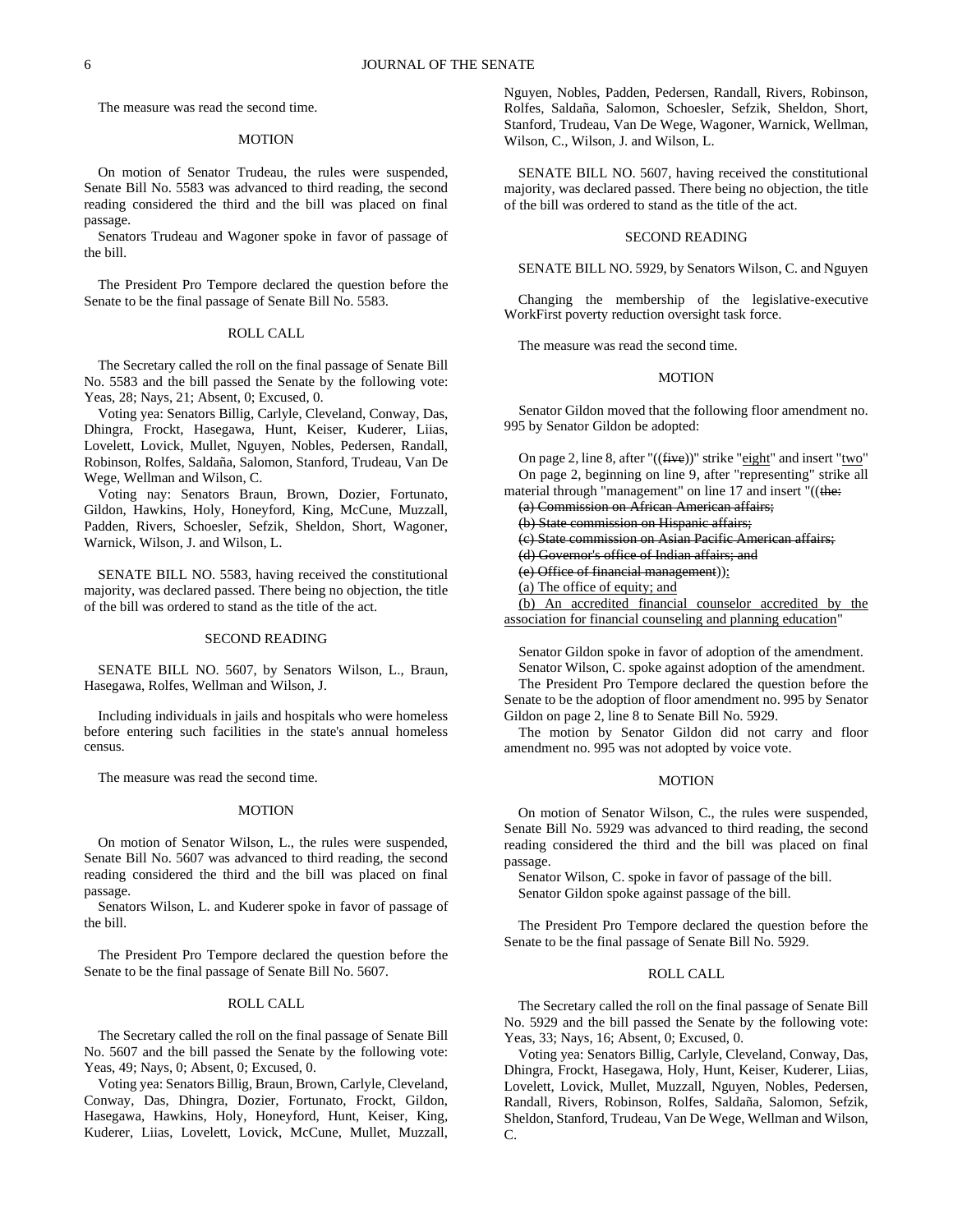The measure was read the second time.

MOTION

On motion of Senator Trudeau, the rules were suspended, Senate Bill No. 5583 was advanced to third reading, the second reading considered the third and the bill was placed on final passage.

Senators Trudeau and Wagoner spoke in favor of passage of the bill.

The President Pro Tempore declared the question before the Senate to be the final passage of Senate Bill No. 5583.

ROLL CALL

The Secretary called the roll on the final passage of Senate Bill No. 5583 and the bill passed the Senate by the following vote: Yeas, 28; Nays, 21; Absent, 0; Excused, 0.

Voting yea: Senators Billig, Carlyle, Cleveland, Conway, Das, Dhingra, Frockt, Hasegawa, Hunt, Keiser, Kuderer, Liias, Lovelett, Lovick, Mullet, Nguyen, Nobles, Pedersen, Randall, Robinson, Rolfes, Saldaña, Salomon, Stanford, Trudeau, Van De Wege, Wellman and Wilson, C.

Voting nay: Senators Braun, Brown, Dozier, Fortunato, Gildon, Hawkins, Holy, Honeyford, King, McCune, Muzzall, Padden, Rivers, Schoesler, Sefzik, Sheldon, Short, Wagoner, Warnick, Wilson, J. and Wilson, L.

SENATE BILL NO. 5583, having received the constitutional majority, was declared passed. There being no objection, the title of the bill was ordered to stand as the title of the act.

SECOND READING

SENATE BILL NO. 5607, by Senators Wilson, L., Braun, Hasegawa, Rolfes, Wellman and Wilson, J.

Including individuals in jails and hospitals who were homeless before entering such facilities in the state's annual homeless census.

The measure was read the second time.

MOTION

On motion of Senator Wilson, L., the rules were suspended, Senate Bill No. 5607 was advanced to third reading, the second reading considered the third and the bill was placed on final passage.

Senators Wilson, L. and Kuderer spoke in favor of passage of the bill.

The President Pro Tempore declared the question before the Senate to be the final passage of Senate Bill No. 5607.

ROLL CALL

The Secretary called the roll on the final passage of Senate Bill No. 5607 and the bill passed the Senate by the following vote: Yeas, 49; Nays, 0; Absent, 0; Excused, 0.

Voting yea: Senators Billig, Braun, Brown, Carlyle, Cleveland, Conway, Das, Dhingra, Dozier, Fortunato, Frockt, Gildon, Hasegawa, Hawkins, Holy, Honeyford, Hunt, Keiser, King, Kuderer, Liias, Lovelett, Lovick, McCune, Mullet, Muzzall, Nguyen, Nobles, Padden, Pedersen, Randall, Rivers, Robinson, Rolfes, Saldaña, Salomon, Schoesler, Sefzik, Sheldon, Short, Stanford, Trudeau, Van De Wege, Wagoner, Warnick, Wellman, Wilson, C., Wilson, J. and Wilson, L.

SENATE BILL NO. 5607, having received the constitutional majority, was declared passed. There being no objection, the title of the bill was ordered to stand as the title of the act.

SECOND READING

SENATE BILL NO. 5929, by Senators Wilson, C. and Nguyen

Changing the membership of the legislative-executive WorkFirst poverty reduction oversight task force.

The measure was read the second time.

MOTION

Senator Gildon moved that the following floor amendment no. 995 by Senator Gildon be adopted:

On page 2, line 8, after "((~~five~~))" strike "eight" and insert "two"

On page 2, beginning on line 9, after "representing" strike all material through "management" on line 17 and insert "((~~the:~~

~~(a) Commission on African American affairs;~~

~~(b) State commission on Hispanic affairs;~~

~~(c) State commission on Asian Pacific American affairs;~~

~~(d) Governor's office of Indian affairs; and~~

~~(e) Office of financial management~~)):

(a) The office of equity; and

(b) An accredited financial counselor accredited by the association for financial counseling and planning education"

Senator Gildon spoke in favor of adoption of the amendment.

Senator Wilson, C. spoke against adoption of the amendment.

The President Pro Tempore declared the question before the Senate to be the adoption of floor amendment no. 995 by Senator Gildon on page 2, line 8 to Senate Bill No. 5929.

The motion by Senator Gildon did not carry and floor amendment no. 995 was not adopted by voice vote.

MOTION

On motion of Senator Wilson, C., the rules were suspended, Senate Bill No. 5929 was advanced to third reading, the second reading considered the third and the bill was placed on final passage.

Senator Wilson, C. spoke in favor of passage of the bill.

Senator Gildon spoke against passage of the bill.

The President Pro Tempore declared the question before the Senate to be the final passage of Senate Bill No. 5929.

ROLL CALL

The Secretary called the roll on the final passage of Senate Bill No. 5929 and the bill passed the Senate by the following vote: Yeas, 33; Nays, 16; Absent, 0; Excused, 0.

Voting yea: Senators Billig, Carlyle, Cleveland, Conway, Das, Dhingra, Frockt, Hasegawa, Holy, Hunt, Keiser, Kuderer, Liias, Lovelett, Lovick, Mullet, Muzzall, Nguyen, Nobles, Pedersen, Randall, Rivers, Robinson, Rolfes, Saldaña, Salomon, Sefzik, Sheldon, Stanford, Trudeau, Van De Wege, Wellman and Wilson, C.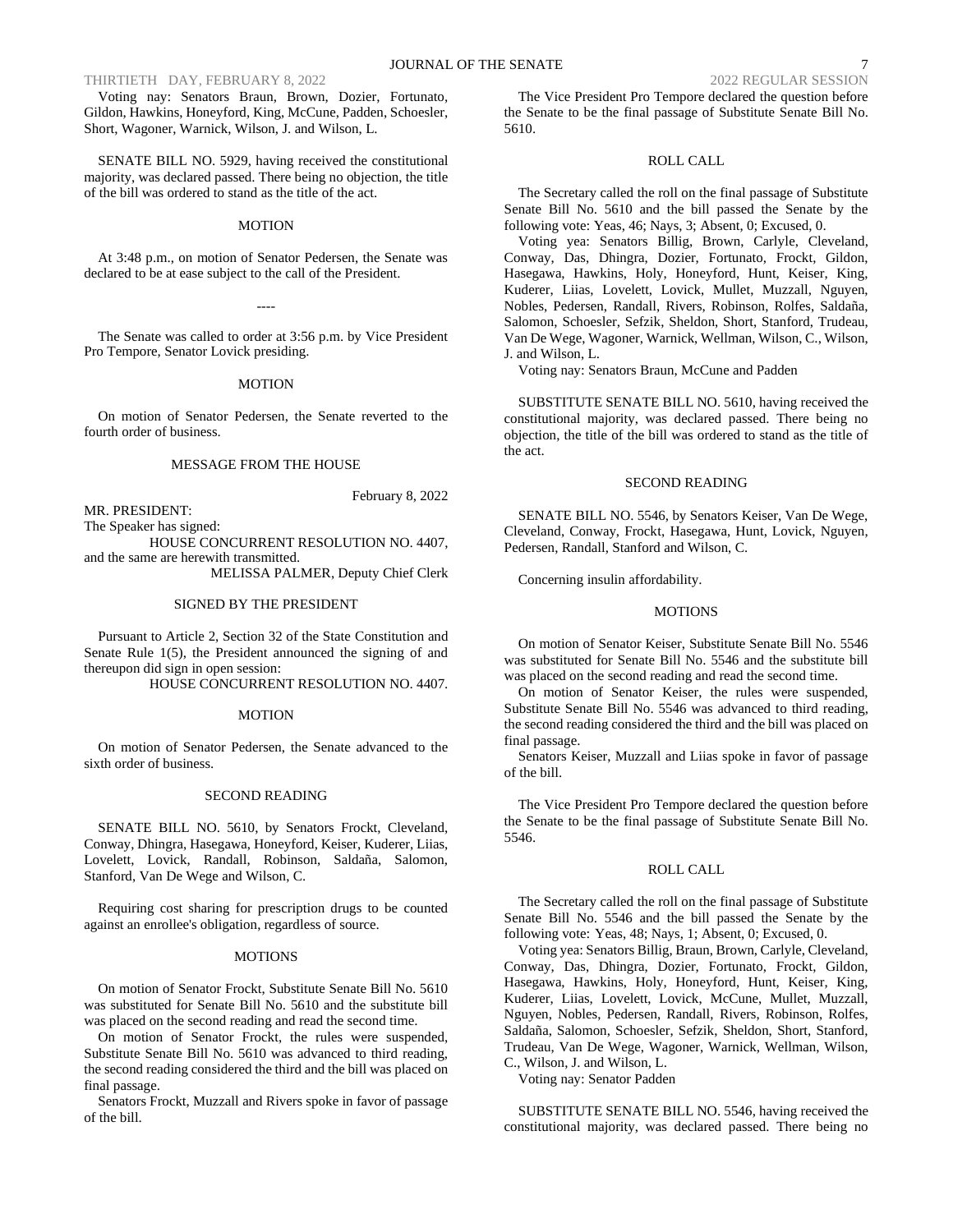Voting nay: Senators Braun, Brown, Dozier, Fortunato, Gildon, Hawkins, Honeyford, King, McCune, Padden, Schoesler, Short, Wagoner, Warnick, Wilson, J. and Wilson, L.

SENATE BILL NO. 5929, having received the constitutional majority, was declared passed. There being no objection, the title of the bill was ordered to stand as the title of the act.

MOTION

At 3:48 p.m., on motion of Senator Pedersen, the Senate was declared to be at ease subject to the call of the President.

----

The Senate was called to order at 3:56 p.m. by Vice President Pro Tempore, Senator Lovick presiding.

MOTION

On motion of Senator Pedersen, the Senate reverted to the fourth order of business.

MESSAGE FROM THE HOUSE

February 8, 2022

MR. PRESIDENT:
The Speaker has signed:
HOUSE CONCURRENT RESOLUTION NO. 4407,
and the same are herewith transmitted.
MELISSA PALMER, Deputy Chief Clerk

SIGNED BY THE PRESIDENT

Pursuant to Article 2, Section 32 of the State Constitution and Senate Rule 1(5), the President announced the signing of and thereupon did sign in open session:
HOUSE CONCURRENT RESOLUTION NO. 4407.

MOTION

On motion of Senator Pedersen, the Senate advanced to the sixth order of business.

SECOND READING

SENATE BILL NO. 5610, by Senators Frockt, Cleveland, Conway, Dhingra, Hasegawa, Honeyford, Keiser, Kuderer, Liias, Lovelett, Lovick, Randall, Robinson, Saldaña, Salomon, Stanford, Van De Wege and Wilson, C.

Requiring cost sharing for prescription drugs to be counted against an enrollee's obligation, regardless of source.

MOTIONS

On motion of Senator Frockt, Substitute Senate Bill No. 5610 was substituted for Senate Bill No. 5610 and the substitute bill was placed on the second reading and read the second time.

On motion of Senator Frockt, the rules were suspended, Substitute Senate Bill No. 5610 was advanced to third reading, the second reading considered the third and the bill was placed on final passage.

Senators Frockt, Muzzall and Rivers spoke in favor of passage of the bill.

The Vice President Pro Tempore declared the question before the Senate to be the final passage of Substitute Senate Bill No. 5610.

ROLL CALL

The Secretary called the roll on the final passage of Substitute Senate Bill No. 5610 and the bill passed the Senate by the following vote: Yeas, 46; Nays, 3; Absent, 0; Excused, 0.

Voting yea: Senators Billig, Brown, Carlyle, Cleveland, Conway, Das, Dhingra, Dozier, Fortunato, Frockt, Gildon, Hasegawa, Hawkins, Holy, Honeyford, Hunt, Keiser, King, Kuderer, Liias, Lovelett, Lovick, Mullet, Muzzall, Nguyen, Nobles, Pedersen, Randall, Rivers, Robinson, Rolfes, Saldaña, Salomon, Schoesler, Sefzik, Sheldon, Short, Stanford, Trudeau, Van De Wege, Wagoner, Warnick, Wellman, Wilson, C., Wilson, J. and Wilson, L.

Voting nay: Senators Braun, McCune and Padden

SUBSTITUTE SENATE BILL NO. 5610, having received the constitutional majority, was declared passed. There being no objection, the title of the bill was ordered to stand as the title of the act.

SECOND READING

SENATE BILL NO. 5546, by Senators Keiser, Van De Wege, Cleveland, Conway, Frockt, Hasegawa, Hunt, Lovick, Nguyen, Pedersen, Randall, Stanford and Wilson, C.

Concerning insulin affordability.

MOTIONS

On motion of Senator Keiser, Substitute Senate Bill No. 5546 was substituted for Senate Bill No. 5546 and the substitute bill was placed on the second reading and read the second time.

On motion of Senator Keiser, the rules were suspended, Substitute Senate Bill No. 5546 was advanced to third reading, the second reading considered the third and the bill was placed on final passage.

Senators Keiser, Muzzall and Liias spoke in favor of passage of the bill.

The Vice President Pro Tempore declared the question before the Senate to be the final passage of Substitute Senate Bill No. 5546.

ROLL CALL

The Secretary called the roll on the final passage of Substitute Senate Bill No. 5546 and the bill passed the Senate by the following vote: Yeas, 48; Nays, 1; Absent, 0; Excused, 0.

Voting yea: Senators Billig, Braun, Brown, Carlyle, Cleveland, Conway, Das, Dhingra, Dozier, Fortunato, Frockt, Gildon, Hasegawa, Hawkins, Holy, Honeyford, Hunt, Keiser, King, Kuderer, Liias, Lovelett, Lovick, McCune, Mullet, Muzzall, Nguyen, Nobles, Pedersen, Randall, Rivers, Robinson, Rolfes, Saldaña, Salomon, Schoesler, Sefzik, Sheldon, Short, Stanford, Trudeau, Van De Wege, Wagoner, Warnick, Wellman, Wilson, C., Wilson, J. and Wilson, L.

Voting nay: Senator Padden

SUBSTITUTE SENATE BILL NO. 5546, having received the constitutional majority, was declared passed. There being no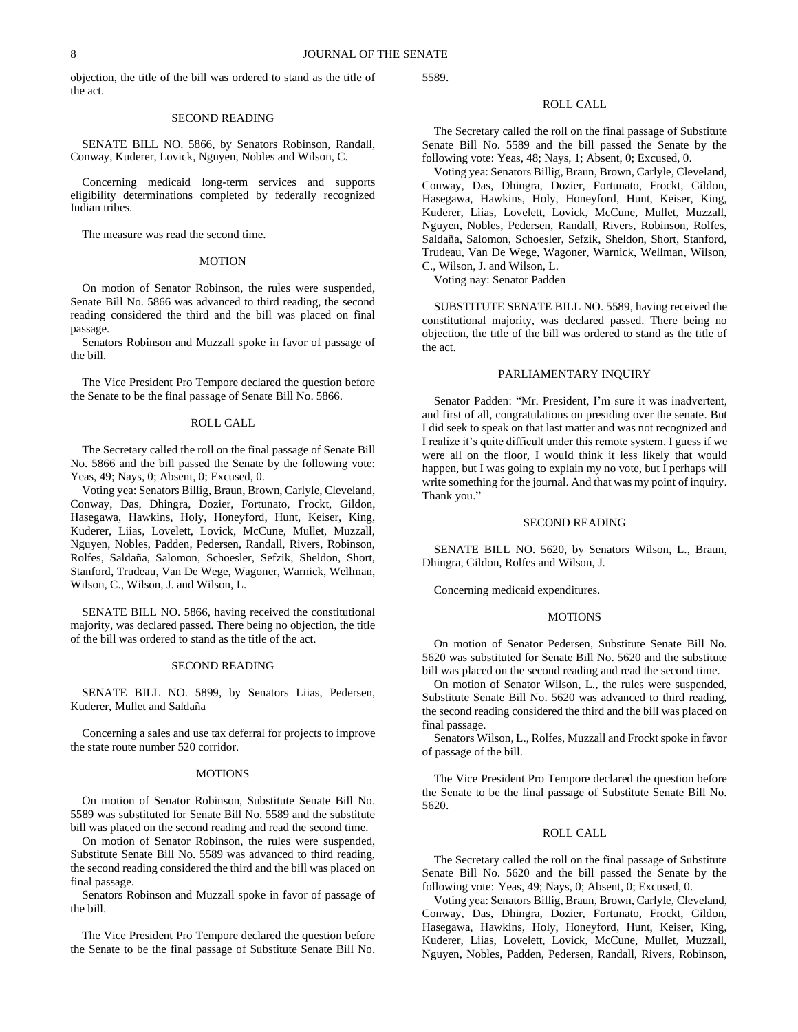objection, the title of the bill was ordered to stand as the title of the act.

SECOND READING

SENATE BILL NO. 5866, by Senators Robinson, Randall, Conway, Kuderer, Lovick, Nguyen, Nobles and Wilson, C.

Concerning medicaid long-term services and supports eligibility determinations completed by federally recognized Indian tribes.

The measure was read the second time.

MOTION

On motion of Senator Robinson, the rules were suspended, Senate Bill No. 5866 was advanced to third reading, the second reading considered the third and the bill was placed on final passage.

Senators Robinson and Muzzall spoke in favor of passage of the bill.

The Vice President Pro Tempore declared the question before the Senate to be the final passage of Senate Bill No. 5866.

ROLL CALL

The Secretary called the roll on the final passage of Senate Bill No. 5866 and the bill passed the Senate by the following vote: Yeas, 49; Nays, 0; Absent, 0; Excused, 0.

Voting yea: Senators Billig, Braun, Brown, Carlyle, Cleveland, Conway, Das, Dhingra, Dozier, Fortunato, Frockt, Gildon, Hasegawa, Hawkins, Holy, Honeyford, Hunt, Keiser, King, Kuderer, Liias, Lovelett, Lovick, McCune, Mullet, Muzzall, Nguyen, Nobles, Padden, Pedersen, Randall, Rivers, Robinson, Rolfes, Saldaña, Salomon, Schoesler, Sefzik, Sheldon, Short, Stanford, Trudeau, Van De Wege, Wagoner, Warnick, Wellman, Wilson, C., Wilson, J. and Wilson, L.

SENATE BILL NO. 5866, having received the constitutional majority, was declared passed. There being no objection, the title of the bill was ordered to stand as the title of the act.

SECOND READING

SENATE BILL NO. 5899, by Senators Liias, Pedersen, Kuderer, Mullet and Saldaña

Concerning a sales and use tax deferral for projects to improve the state route number 520 corridor.

MOTIONS

On motion of Senator Robinson, Substitute Senate Bill No. 5589 was substituted for Senate Bill No. 5589 and the substitute bill was placed on the second reading and read the second time.

On motion of Senator Robinson, the rules were suspended, Substitute Senate Bill No. 5589 was advanced to third reading, the second reading considered the third and the bill was placed on final passage.

Senators Robinson and Muzzall spoke in favor of passage of the bill.

The Vice President Pro Tempore declared the question before the Senate to be the final passage of Substitute Senate Bill No. 5589.

ROLL CALL

The Secretary called the roll on the final passage of Substitute Senate Bill No. 5589 and the bill passed the Senate by the following vote: Yeas, 48; Nays, 1; Absent, 0; Excused, 0.

Voting yea: Senators Billig, Braun, Brown, Carlyle, Cleveland, Conway, Das, Dhingra, Dozier, Fortunato, Frockt, Gildon, Hasegawa, Hawkins, Holy, Honeyford, Hunt, Keiser, King, Kuderer, Liias, Lovelett, Lovick, McCune, Mullet, Muzzall, Nguyen, Nobles, Pedersen, Randall, Rivers, Robinson, Rolfes, Saldaña, Salomon, Schoesler, Sefzik, Sheldon, Short, Stanford, Trudeau, Van De Wege, Wagoner, Warnick, Wellman, Wilson, C., Wilson, J. and Wilson, L.

Voting nay: Senator Padden

SUBSTITUTE SENATE BILL NO. 5589, having received the constitutional majority, was declared passed. There being no objection, the title of the bill was ordered to stand as the title of the act.

PARLIAMENTARY INQUIRY

Senator Padden: "Mr. President, I'm sure it was inadvertent, and first of all, congratulations on presiding over the senate. But I did seek to speak on that last matter and was not recognized and I realize it's quite difficult under this remote system. I guess if we were all on the floor, I would think it less likely that would happen, but I was going to explain my no vote, but I perhaps will write something for the journal. And that was my point of inquiry. Thank you."

SECOND READING

SENATE BILL NO. 5620, by Senators Wilson, L., Braun, Dhingra, Gildon, Rolfes and Wilson, J.

Concerning medicaid expenditures.

MOTIONS

On motion of Senator Pedersen, Substitute Senate Bill No. 5620 was substituted for Senate Bill No. 5620 and the substitute bill was placed on the second reading and read the second time.

On motion of Senator Wilson, L., the rules were suspended, Substitute Senate Bill No. 5620 was advanced to third reading, the second reading considered the third and the bill was placed on final passage.

Senators Wilson, L., Rolfes, Muzzall and Frockt spoke in favor of passage of the bill.

The Vice President Pro Tempore declared the question before the Senate to be the final passage of Substitute Senate Bill No. 5620.

ROLL CALL

The Secretary called the roll on the final passage of Substitute Senate Bill No. 5620 and the bill passed the Senate by the following vote: Yeas, 49; Nays, 0; Absent, 0; Excused, 0.

Voting yea: Senators Billig, Braun, Brown, Carlyle, Cleveland, Conway, Das, Dhingra, Dozier, Fortunato, Frockt, Gildon, Hasegawa, Hawkins, Holy, Honeyford, Hunt, Keiser, King, Kuderer, Liias, Lovelett, Lovick, McCune, Mullet, Muzzall, Nguyen, Nobles, Padden, Pedersen, Randall, Rivers, Robinson,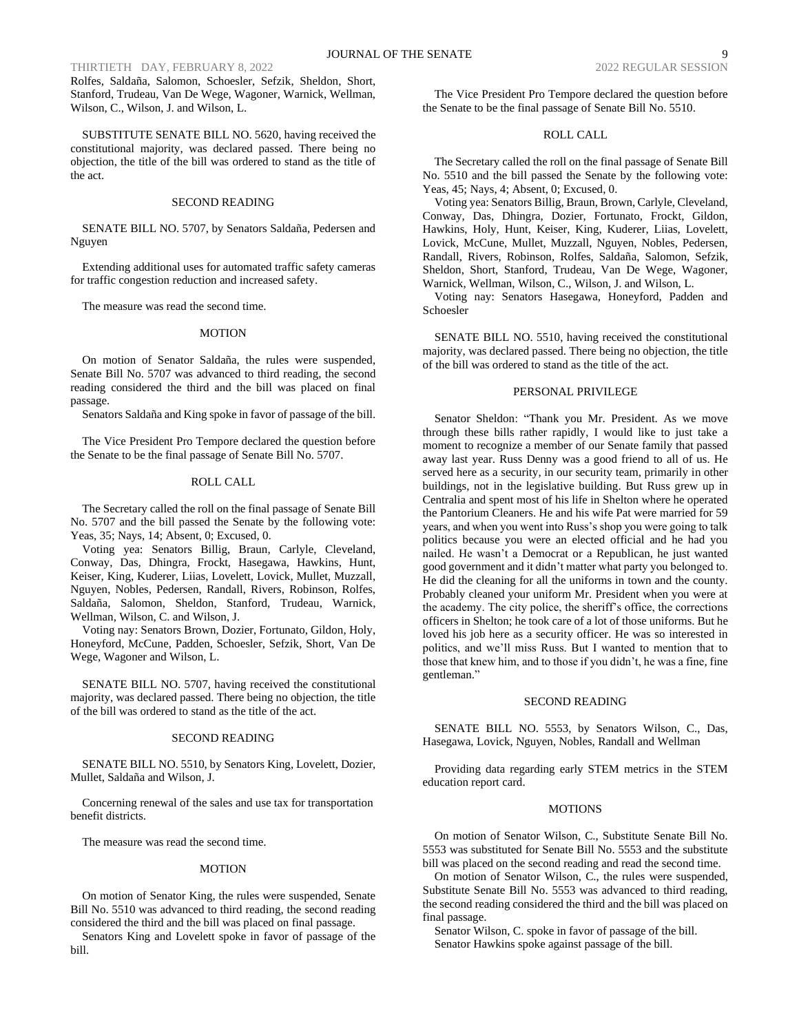Rolfes, Saldaña, Salomon, Schoesler, Sefzik, Sheldon, Short, Stanford, Trudeau, Van De Wege, Wagoner, Warnick, Wellman, Wilson, C., Wilson, J. and Wilson, L.

SUBSTITUTE SENATE BILL NO. 5620, having received the constitutional majority, was declared passed. There being no objection, the title of the bill was ordered to stand as the title of the act.

SECOND READING

SENATE BILL NO. 5707, by Senators Saldaña, Pedersen and Nguyen

Extending additional uses for automated traffic safety cameras for traffic congestion reduction and increased safety.

The measure was read the second time.

MOTION

On motion of Senator Saldaña, the rules were suspended, Senate Bill No. 5707 was advanced to third reading, the second reading considered the third and the bill was placed on final passage.

Senators Saldaña and King spoke in favor of passage of the bill.

The Vice President Pro Tempore declared the question before the Senate to be the final passage of Senate Bill No. 5707.

ROLL CALL

The Secretary called the roll on the final passage of Senate Bill No. 5707 and the bill passed the Senate by the following vote: Yeas, 35; Nays, 14; Absent, 0; Excused, 0.

Voting yea: Senators Billig, Braun, Carlyle, Cleveland, Conway, Das, Dhingra, Frockt, Hasegawa, Hawkins, Hunt, Keiser, King, Kuderer, Liias, Lovelett, Lovick, Mullet, Muzzall, Nguyen, Nobles, Pedersen, Randall, Rivers, Robinson, Rolfes, Saldaña, Salomon, Sheldon, Stanford, Trudeau, Warnick, Wellman, Wilson, C. and Wilson, J.

Voting nay: Senators Brown, Dozier, Fortunato, Gildon, Holy, Honeyford, McCune, Padden, Schoesler, Sefzik, Short, Van De Wege, Wagoner and Wilson, L.

SENATE BILL NO. 5707, having received the constitutional majority, was declared passed. There being no objection, the title of the bill was ordered to stand as the title of the act.

SECOND READING

SENATE BILL NO. 5510, by Senators King, Lovelett, Dozier, Mullet, Saldaña and Wilson, J.

Concerning renewal of the sales and use tax for transportation benefit districts.

The measure was read the second time.

MOTION

On motion of Senator King, the rules were suspended, Senate Bill No. 5510 was advanced to third reading, the second reading considered the third and the bill was placed on final passage.

Senators King and Lovelett spoke in favor of passage of the bill.

The Vice President Pro Tempore declared the question before the Senate to be the final passage of Senate Bill No. 5510.

ROLL CALL

The Secretary called the roll on the final passage of Senate Bill No. 5510 and the bill passed the Senate by the following vote: Yeas, 45; Nays, 4; Absent, 0; Excused, 0.

Voting yea: Senators Billig, Braun, Brown, Carlyle, Cleveland, Conway, Das, Dhingra, Dozier, Fortunato, Frockt, Gildon, Hawkins, Holy, Hunt, Keiser, King, Kuderer, Liias, Lovelett, Lovick, McCune, Mullet, Muzzall, Nguyen, Nobles, Pedersen, Randall, Rivers, Robinson, Rolfes, Saldaña, Salomon, Sefzik, Sheldon, Short, Stanford, Trudeau, Van De Wege, Wagoner, Warnick, Wellman, Wilson, C., Wilson, J. and Wilson, L.

Voting nay: Senators Hasegawa, Honeyford, Padden and Schoesler

SENATE BILL NO. 5510, having received the constitutional majority, was declared passed. There being no objection, the title of the bill was ordered to stand as the title of the act.

PERSONAL PRIVILEGE

Senator Sheldon: "Thank you Mr. President. As we move through these bills rather rapidly, I would like to just take a moment to recognize a member of our Senate family that passed away last year. Russ Denny was a good friend to all of us. He served here as a security, in our security team, primarily in other buildings, not in the legislative building. But Russ grew up in Centralia and spent most of his life in Shelton where he operated the Pantorium Cleaners. He and his wife Pat were married for 59 years, and when you went into Russ's shop you were going to talk politics because you were an elected official and he had you nailed. He wasn't a Democrat or a Republican, he just wanted good government and it didn't matter what party you belonged to. He did the cleaning for all the uniforms in town and the county. Probably cleaned your uniform Mr. President when you were at the academy. The city police, the sheriff's office, the corrections officers in Shelton; he took care of a lot of those uniforms. But he loved his job here as a security officer. He was so interested in politics, and we'll miss Russ. But I wanted to mention that to those that knew him, and to those if you didn't, he was a fine, fine gentleman."

SECOND READING

SENATE BILL NO. 5553, by Senators Wilson, C., Das, Hasegawa, Lovick, Nguyen, Nobles, Randall and Wellman

Providing data regarding early STEM metrics in the STEM education report card.

MOTIONS

On motion of Senator Wilson, C., Substitute Senate Bill No. 5553 was substituted for Senate Bill No. 5553 and the substitute bill was placed on the second reading and read the second time.

On motion of Senator Wilson, C., the rules were suspended, Substitute Senate Bill No. 5553 was advanced to third reading, the second reading considered the third and the bill was placed on final passage.

Senator Wilson, C. spoke in favor of passage of the bill.

Senator Hawkins spoke against passage of the bill.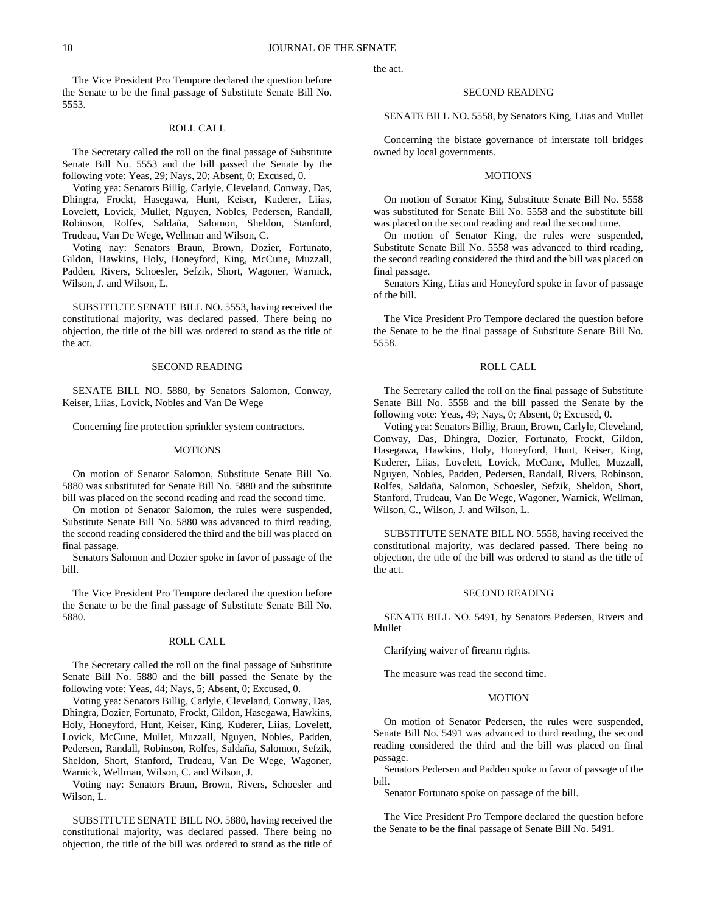The Vice President Pro Tempore declared the question before the Senate to be the final passage of Substitute Senate Bill No. 5553.

ROLL CALL

The Secretary called the roll on the final passage of Substitute Senate Bill No. 5553 and the bill passed the Senate by the following vote: Yeas, 29; Nays, 20; Absent, 0; Excused, 0.

Voting yea: Senators Billig, Carlyle, Cleveland, Conway, Das, Dhingra, Frockt, Hasegawa, Hunt, Keiser, Kuderer, Liias, Lovelett, Lovick, Mullet, Nguyen, Nobles, Pedersen, Randall, Robinson, Rolfes, Saldaña, Salomon, Sheldon, Stanford, Trudeau, Van De Wege, Wellman and Wilson, C.

Voting nay: Senators Braun, Brown, Dozier, Fortunato, Gildon, Hawkins, Holy, Honeyford, King, McCune, Muzzall, Padden, Rivers, Schoesler, Sefzik, Short, Wagoner, Warnick, Wilson, J. and Wilson, L.

SUBSTITUTE SENATE BILL NO. 5553, having received the constitutional majority, was declared passed. There being no objection, the title of the bill was ordered to stand as the title of the act.

SECOND READING

SENATE BILL NO. 5880, by Senators Salomon, Conway, Keiser, Liias, Lovick, Nobles and Van De Wege

Concerning fire protection sprinkler system contractors.

MOTIONS

On motion of Senator Salomon, Substitute Senate Bill No. 5880 was substituted for Senate Bill No. 5880 and the substitute bill was placed on the second reading and read the second time.

On motion of Senator Salomon, the rules were suspended, Substitute Senate Bill No. 5880 was advanced to third reading, the second reading considered the third and the bill was placed on final passage.

Senators Salomon and Dozier spoke in favor of passage of the bill.

The Vice President Pro Tempore declared the question before the Senate to be the final passage of Substitute Senate Bill No. 5880.

ROLL CALL

The Secretary called the roll on the final passage of Substitute Senate Bill No. 5880 and the bill passed the Senate by the following vote: Yeas, 44; Nays, 5; Absent, 0; Excused, 0.

Voting yea: Senators Billig, Carlyle, Cleveland, Conway, Das, Dhingra, Dozier, Fortunato, Frockt, Gildon, Hasegawa, Hawkins, Holy, Honeyford, Hunt, Keiser, King, Kuderer, Liias, Lovelett, Lovick, McCune, Mullet, Muzzall, Nguyen, Nobles, Padden, Pedersen, Randall, Robinson, Rolfes, Saldaña, Salomon, Sefzik, Sheldon, Short, Stanford, Trudeau, Van De Wege, Wagoner, Warnick, Wellman, Wilson, C. and Wilson, J.

Voting nay: Senators Braun, Brown, Rivers, Schoesler and Wilson, L.

SUBSTITUTE SENATE BILL NO. 5880, having received the constitutional majority, was declared passed. There being no objection, the title of the bill was ordered to stand as the title of the act.

SECOND READING

SENATE BILL NO. 5558, by Senators King, Liias and Mullet

Concerning the bistate governance of interstate toll bridges owned by local governments.

MOTIONS

On motion of Senator King, Substitute Senate Bill No. 5558 was substituted for Senate Bill No. 5558 and the substitute bill was placed on the second reading and read the second time.

On motion of Senator King, the rules were suspended, Substitute Senate Bill No. 5558 was advanced to third reading, the second reading considered the third and the bill was placed on final passage.

Senators King, Liias and Honeyford spoke in favor of passage of the bill.

The Vice President Pro Tempore declared the question before the Senate to be the final passage of Substitute Senate Bill No. 5558.

ROLL CALL

The Secretary called the roll on the final passage of Substitute Senate Bill No. 5558 and the bill passed the Senate by the following vote: Yeas, 49; Nays, 0; Absent, 0; Excused, 0.

Voting yea: Senators Billig, Braun, Brown, Carlyle, Cleveland, Conway, Das, Dhingra, Dozier, Fortunato, Frockt, Gildon, Hasegawa, Hawkins, Holy, Honeyford, Hunt, Keiser, King, Kuderer, Liias, Lovelett, Lovick, McCune, Mullet, Muzzall, Nguyen, Nobles, Padden, Pedersen, Randall, Rivers, Robinson, Rolfes, Saldaña, Salomon, Schoesler, Sefzik, Sheldon, Short, Stanford, Trudeau, Van De Wege, Wagoner, Warnick, Wellman, Wilson, C., Wilson, J. and Wilson, L.

SUBSTITUTE SENATE BILL NO. 5558, having received the constitutional majority, was declared passed. There being no objection, the title of the bill was ordered to stand as the title of the act.

SECOND READING

SENATE BILL NO. 5491, by Senators Pedersen, Rivers and Mullet

Clarifying waiver of firearm rights.

The measure was read the second time.

MOTION

On motion of Senator Pedersen, the rules were suspended, Senate Bill No. 5491 was advanced to third reading, the second reading considered the third and the bill was placed on final passage.

Senators Pedersen and Padden spoke in favor of passage of the bill.

Senator Fortunato spoke on passage of the bill.

The Vice President Pro Tempore declared the question before the Senate to be the final passage of Senate Bill No. 5491.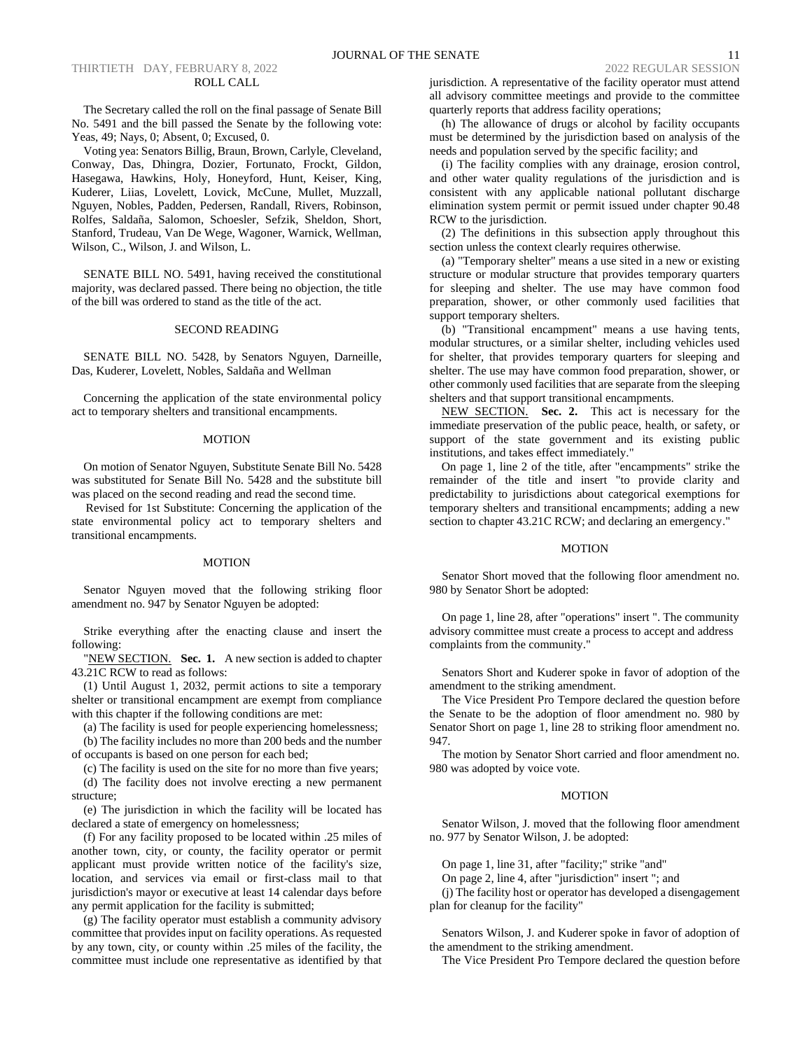ROLL CALL

The Secretary called the roll on the final passage of Senate Bill No. 5491 and the bill passed the Senate by the following vote: Yeas, 49; Nays, 0; Absent, 0; Excused, 0.

Voting yea: Senators Billig, Braun, Brown, Carlyle, Cleveland, Conway, Das, Dhingra, Dozier, Fortunato, Frockt, Gildon, Hasegawa, Hawkins, Holy, Honeyford, Hunt, Keiser, King, Kuderer, Liias, Lovelett, Lovick, McCune, Mullet, Muzzall, Nguyen, Nobles, Padden, Pedersen, Randall, Rivers, Robinson, Rolfes, Saldaña, Salomon, Schoesler, Sefzik, Sheldon, Short, Stanford, Trudeau, Van De Wege, Wagoner, Warnick, Wellman, Wilson, C., Wilson, J. and Wilson, L.

SENATE BILL NO. 5491, having received the constitutional majority, was declared passed. There being no objection, the title of the bill was ordered to stand as the title of the act.

SECOND READING

SENATE BILL NO. 5428, by Senators Nguyen, Darneille, Das, Kuderer, Lovelett, Nobles, Saldaña and Wellman

Concerning the application of the state environmental policy act to temporary shelters and transitional encampments.

MOTION

On motion of Senator Nguyen, Substitute Senate Bill No. 5428 was substituted for Senate Bill No. 5428 and the substitute bill was placed on the second reading and read the second time.

Revised for 1st Substitute: Concerning the application of the state environmental policy act to temporary shelters and transitional encampments.

MOTION

Senator Nguyen moved that the following striking floor amendment no. 947 by Senator Nguyen be adopted:

Strike everything after the enacting clause and insert the following:

"NEW SECTION. **Sec. 1.** A new section is added to chapter 43.21C RCW to read as follows:

(1) Until August 1, 2032, permit actions to site a temporary shelter or transitional encampment are exempt from compliance with this chapter if the following conditions are met:

(a) The facility is used for people experiencing homelessness;

(b) The facility includes no more than 200 beds and the number of occupants is based on one person for each bed;

(c) The facility is used on the site for no more than five years;

(d) The facility does not involve erecting a new permanent structure;

(e) The jurisdiction in which the facility will be located has declared a state of emergency on homelessness;

(f) For any facility proposed to be located within .25 miles of another town, city, or county, the facility operator or permit applicant must provide written notice of the facility's size, location, and services via email or first-class mail to that jurisdiction's mayor or executive at least 14 calendar days before any permit application for the facility is submitted;

(g) The facility operator must establish a community advisory committee that provides input on facility operations. As requested by any town, city, or county within .25 miles of the facility, the committee must include one representative as identified by that jurisdiction. A representative of the facility operator must attend all advisory committee meetings and provide to the committee quarterly reports that address facility operations;

(h) The allowance of drugs or alcohol by facility occupants must be determined by the jurisdiction based on analysis of the needs and population served by the specific facility; and

(i) The facility complies with any drainage, erosion control, and other water quality regulations of the jurisdiction and is consistent with any applicable national pollutant discharge elimination system permit or permit issued under chapter 90.48 RCW to the jurisdiction.

(2) The definitions in this subsection apply throughout this section unless the context clearly requires otherwise.

(a) "Temporary shelter" means a use sited in a new or existing structure or modular structure that provides temporary quarters for sleeping and shelter. The use may have common food preparation, shower, or other commonly used facilities that support temporary shelters.

(b) "Transitional encampment" means a use having tents, modular structures, or a similar shelter, including vehicles used for shelter, that provides temporary quarters for sleeping and shelter. The use may have common food preparation, shower, or other commonly used facilities that are separate from the sleeping shelters and that support transitional encampments.

NEW SECTION. **Sec. 2.** This act is necessary for the immediate preservation of the public peace, health, or safety, or support of the state government and its existing public institutions, and takes effect immediately."

On page 1, line 2 of the title, after "encampments" strike the remainder of the title and insert "to provide clarity and predictability to jurisdictions about categorical exemptions for temporary shelters and transitional encampments; adding a new section to chapter 43.21C RCW; and declaring an emergency."

MOTION

Senator Short moved that the following floor amendment no. 980 by Senator Short be adopted:

On page 1, line 28, after "operations" insert ". The community advisory committee must create a process to accept and address complaints from the community."

Senators Short and Kuderer spoke in favor of adoption of the amendment to the striking amendment.

The Vice President Pro Tempore declared the question before the Senate to be the adoption of floor amendment no. 980 by Senator Short on page 1, line 28 to striking floor amendment no. 947.

The motion by Senator Short carried and floor amendment no. 980 was adopted by voice vote.

MOTION

Senator Wilson, J. moved that the following floor amendment no. 977 by Senator Wilson, J. be adopted:

On page 1, line 31, after "facility;" strike "and"

On page 2, line 4, after "jurisdiction" insert "; and

(j) The facility host or operator has developed a disengagement plan for cleanup for the facility"

Senators Wilson, J. and Kuderer spoke in favor of adoption of the amendment to the striking amendment.

The Vice President Pro Tempore declared the question before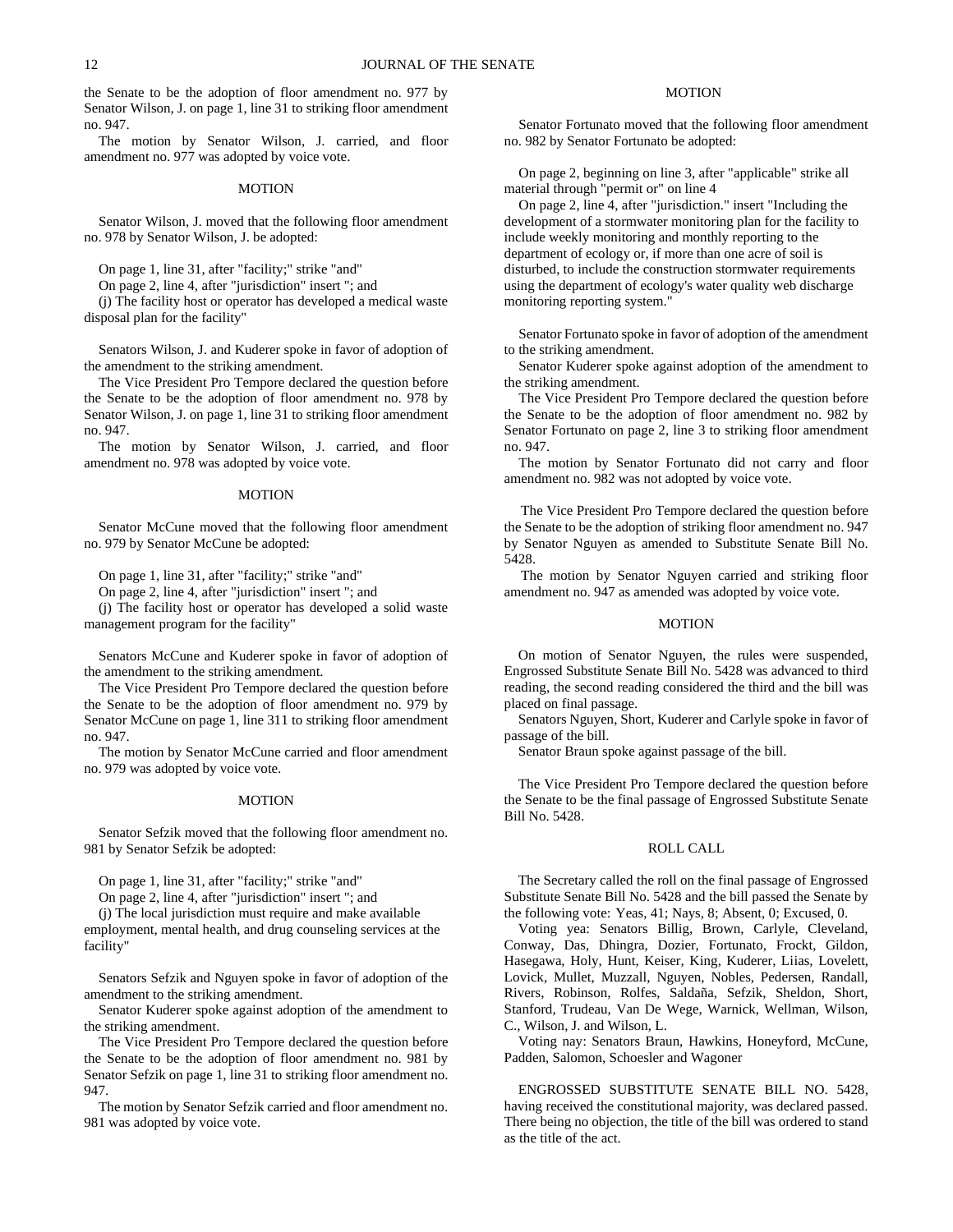the Senate to be the adoption of floor amendment no. 977 by Senator Wilson, J. on page 1, line 31 to striking floor amendment no. 947.

The motion by Senator Wilson, J. carried, and floor amendment no. 977 was adopted by voice vote.

MOTION

Senator Wilson, J. moved that the following floor amendment no. 978 by Senator Wilson, J. be adopted:

On page 1, line 31, after "facility;" strike "and"

On page 2, line 4, after "jurisdiction" insert "; and

(j) The facility host or operator has developed a medical waste disposal plan for the facility"

Senators Wilson, J. and Kuderer spoke in favor of adoption of the amendment to the striking amendment.

The Vice President Pro Tempore declared the question before the Senate to be the adoption of floor amendment no. 978 by Senator Wilson, J. on page 1, line 31 to striking floor amendment no. 947.

The motion by Senator Wilson, J. carried, and floor amendment no. 978 was adopted by voice vote.

MOTION

Senator McCune moved that the following floor amendment no. 979 by Senator McCune be adopted:

On page 1, line 31, after "facility;" strike "and"

On page 2, line 4, after "jurisdiction" insert "; and

(j) The facility host or operator has developed a solid waste management program for the facility"

Senators McCune and Kuderer spoke in favor of adoption of the amendment to the striking amendment.

The Vice President Pro Tempore declared the question before the Senate to be the adoption of floor amendment no. 979 by Senator McCune on page 1, line 311 to striking floor amendment no. 947.

The motion by Senator McCune carried and floor amendment no. 979 was adopted by voice vote.

MOTION

Senator Sefzik moved that the following floor amendment no. 981 by Senator Sefzik be adopted:

On page 1, line 31, after "facility;" strike "and"

On page 2, line 4, after "jurisdiction" insert "; and

(j) The local jurisdiction must require and make available employment, mental health, and drug counseling services at the facility"

Senators Sefzik and Nguyen spoke in favor of adoption of the amendment to the striking amendment.

Senator Kuderer spoke against adoption of the amendment to the striking amendment.

The Vice President Pro Tempore declared the question before the Senate to be the adoption of floor amendment no. 981 by Senator Sefzik on page 1, line 31 to striking floor amendment no. 947.

The motion by Senator Sefzik carried and floor amendment no. 981 was adopted by voice vote.

MOTION

Senator Fortunato moved that the following floor amendment no. 982 by Senator Fortunato be adopted:

On page 2, beginning on line 3, after "applicable" strike all material through "permit or" on line 4

On page 2, line 4, after "jurisdiction." insert "Including the development of a stormwater monitoring plan for the facility to include weekly monitoring and monthly reporting to the department of ecology or, if more than one acre of soil is disturbed, to include the construction stormwater requirements using the department of ecology's water quality web discharge monitoring reporting system."

Senator Fortunato spoke in favor of adoption of the amendment to the striking amendment.

Senator Kuderer spoke against adoption of the amendment to the striking amendment.

The Vice President Pro Tempore declared the question before the Senate to be the adoption of floor amendment no. 982 by Senator Fortunato on page 2, line 3 to striking floor amendment no. 947.

The motion by Senator Fortunato did not carry and floor amendment no. 982 was not adopted by voice vote.

The Vice President Pro Tempore declared the question before the Senate to be the adoption of striking floor amendment no. 947 by Senator Nguyen as amended to Substitute Senate Bill No. 5428.

The motion by Senator Nguyen carried and striking floor amendment no. 947 as amended was adopted by voice vote.

MOTION

On motion of Senator Nguyen, the rules were suspended, Engrossed Substitute Senate Bill No. 5428 was advanced to third reading, the second reading considered the third and the bill was placed on final passage.

Senators Nguyen, Short, Kuderer and Carlyle spoke in favor of passage of the bill.

Senator Braun spoke against passage of the bill.

The Vice President Pro Tempore declared the question before the Senate to be the final passage of Engrossed Substitute Senate Bill No. 5428.

ROLL CALL

The Secretary called the roll on the final passage of Engrossed Substitute Senate Bill No. 5428 and the bill passed the Senate by the following vote: Yeas, 41; Nays, 8; Absent, 0; Excused, 0.

Voting yea: Senators Billig, Brown, Carlyle, Cleveland, Conway, Das, Dhingra, Dozier, Fortunato, Frockt, Gildon, Hasegawa, Holy, Hunt, Keiser, King, Kuderer, Liias, Lovelett, Lovick, Mullet, Muzzall, Nguyen, Nobles, Pedersen, Randall, Rivers, Robinson, Rolfes, Saldaña, Sefzik, Sheldon, Short, Stanford, Trudeau, Van De Wege, Warnick, Wellman, Wilson, C., Wilson, J. and Wilson, L.

Voting nay: Senators Braun, Hawkins, Honeyford, McCune, Padden, Salomon, Schoesler and Wagoner

ENGROSSED SUBSTITUTE SENATE BILL NO. 5428, having received the constitutional majority, was declared passed. There being no objection, the title of the bill was ordered to stand as the title of the act.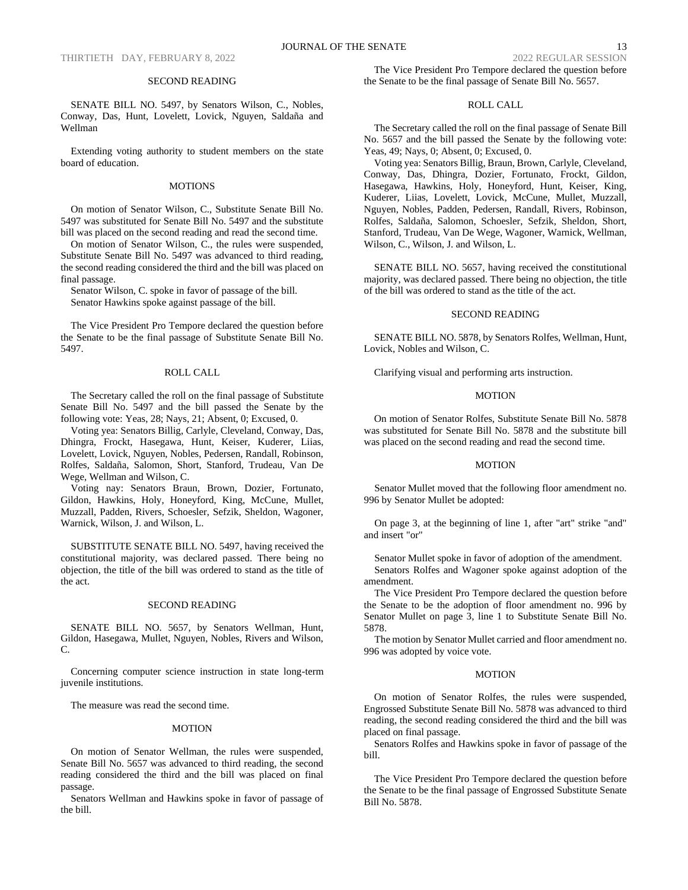SECOND READING

SENATE BILL NO. 5497, by Senators Wilson, C., Nobles, Conway, Das, Hunt, Lovelett, Lovick, Nguyen, Saldaña and Wellman

Extending voting authority to student members on the state board of education.

MOTIONS

On motion of Senator Wilson, C., Substitute Senate Bill No. 5497 was substituted for Senate Bill No. 5497 and the substitute bill was placed on the second reading and read the second time.

On motion of Senator Wilson, C., the rules were suspended, Substitute Senate Bill No. 5497 was advanced to third reading, the second reading considered the third and the bill was placed on final passage.

Senator Wilson, C. spoke in favor of passage of the bill.

Senator Hawkins spoke against passage of the bill.

The Vice President Pro Tempore declared the question before the Senate to be the final passage of Substitute Senate Bill No. 5497.

ROLL CALL

The Secretary called the roll on the final passage of Substitute Senate Bill No. 5497 and the bill passed the Senate by the following vote: Yeas, 28; Nays, 21; Absent, 0; Excused, 0.

Voting yea: Senators Billig, Carlyle, Cleveland, Conway, Das, Dhingra, Frockt, Hasegawa, Hunt, Keiser, Kuderer, Liias, Lovelett, Lovick, Nguyen, Nobles, Pedersen, Randall, Robinson, Rolfes, Saldaña, Salomon, Short, Stanford, Trudeau, Van De Wege, Wellman and Wilson, C.

Voting nay: Senators Braun, Brown, Dozier, Fortunato, Gildon, Hawkins, Holy, Honeyford, King, McCune, Mullet, Muzzall, Padden, Rivers, Schoesler, Sefzik, Sheldon, Wagoner, Warnick, Wilson, J. and Wilson, L.

SUBSTITUTE SENATE BILL NO. 5497, having received the constitutional majority, was declared passed. There being no objection, the title of the bill was ordered to stand as the title of the act.

SECOND READING

SENATE BILL NO. 5657, by Senators Wellman, Hunt, Gildon, Hasegawa, Mullet, Nguyen, Nobles, Rivers and Wilson, C.

Concerning computer science instruction in state long-term juvenile institutions.

The measure was read the second time.

MOTION

On motion of Senator Wellman, the rules were suspended, Senate Bill No. 5657 was advanced to third reading, the second reading considered the third and the bill was placed on final passage.

Senators Wellman and Hawkins spoke in favor of passage of the bill.

The Vice President Pro Tempore declared the question before the Senate to be the final passage of Senate Bill No. 5657.

ROLL CALL

The Secretary called the roll on the final passage of Senate Bill No. 5657 and the bill passed the Senate by the following vote: Yeas, 49; Nays, 0; Absent, 0; Excused, 0.

Voting yea: Senators Billig, Braun, Brown, Carlyle, Cleveland, Conway, Das, Dhingra, Dozier, Fortunato, Frockt, Gildon, Hasegawa, Hawkins, Holy, Honeyford, Hunt, Keiser, King, Kuderer, Liias, Lovelett, Lovick, McCune, Mullet, Muzzall, Nguyen, Nobles, Padden, Pedersen, Randall, Rivers, Robinson, Rolfes, Saldaña, Salomon, Schoesler, Sefzik, Sheldon, Short, Stanford, Trudeau, Van De Wege, Wagoner, Warnick, Wellman, Wilson, C., Wilson, J. and Wilson, L.

SENATE BILL NO. 5657, having received the constitutional majority, was declared passed. There being no objection, the title of the bill was ordered to stand as the title of the act.

SECOND READING

SENATE BILL NO. 5878, by Senators Rolfes, Wellman, Hunt, Lovick, Nobles and Wilson, C.

Clarifying visual and performing arts instruction.

MOTION

On motion of Senator Rolfes, Substitute Senate Bill No. 5878 was substituted for Senate Bill No. 5878 and the substitute bill was placed on the second reading and read the second time.

MOTION

Senator Mullet moved that the following floor amendment no. 996 by Senator Mullet be adopted:

On page 3, at the beginning of line 1, after "art" strike "and" and insert "or"

Senator Mullet spoke in favor of adoption of the amendment.

Senators Rolfes and Wagoner spoke against adoption of the amendment.

The Vice President Pro Tempore declared the question before the Senate to be the adoption of floor amendment no. 996 by Senator Mullet on page 3, line 1 to Substitute Senate Bill No. 5878.

The motion by Senator Mullet carried and floor amendment no. 996 was adopted by voice vote.

MOTION

On motion of Senator Rolfes, the rules were suspended, Engrossed Substitute Senate Bill No. 5878 was advanced to third reading, the second reading considered the third and the bill was placed on final passage.

Senators Rolfes and Hawkins spoke in favor of passage of the bill.

The Vice President Pro Tempore declared the question before the Senate to be the final passage of Engrossed Substitute Senate Bill No. 5878.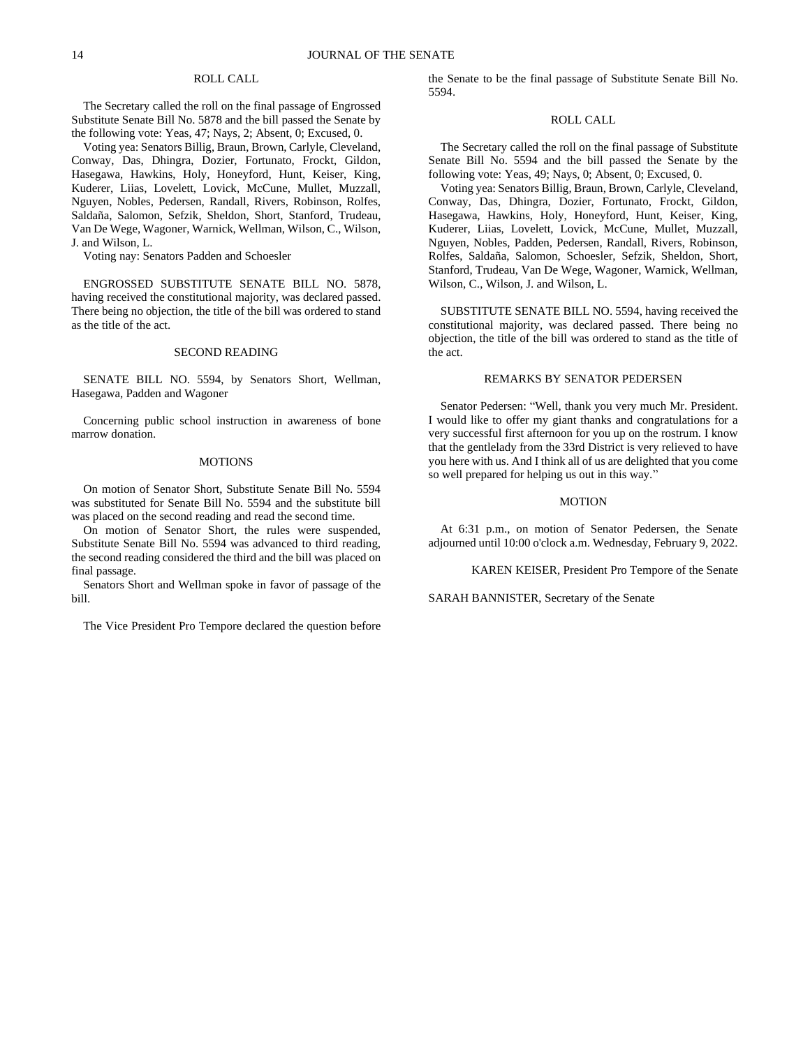### ROLL CALL

The Secretary called the roll on the final passage of Engrossed Substitute Senate Bill No. 5878 and the bill passed the Senate by the following vote: Yeas, 47; Nays, 2; Absent, 0; Excused, 0.

Voting yea: Senators Billig, Braun, Brown, Carlyle, Cleveland, Conway, Das, Dhingra, Dozier, Fortunato, Frockt, Gildon, Hasegawa, Hawkins, Holy, Honeyford, Hunt, Keiser, King, Kuderer, Liias, Lovelett, Lovick, McCune, Mullet, Muzzall, Nguyen, Nobles, Pedersen, Randall, Rivers, Robinson, Rolfes, Saldaña, Salomon, Sefzik, Sheldon, Short, Stanford, Trudeau, Van De Wege, Wagoner, Warnick, Wellman, Wilson, C., Wilson, J. and Wilson, L.

Voting nay: Senators Padden and Schoesler

ENGROSSED SUBSTITUTE SENATE BILL NO. 5878, having received the constitutional majority, was declared passed. There being no objection, the title of the bill was ordered to stand as the title of the act.

### SECOND READING

SENATE BILL NO. 5594, by Senators Short, Wellman, Hasegawa, Padden and Wagoner

Concerning public school instruction in awareness of bone marrow donation.

### MOTIONS

On motion of Senator Short, Substitute Senate Bill No. 5594 was substituted for Senate Bill No. 5594 and the substitute bill was placed on the second reading and read the second time.

On motion of Senator Short, the rules were suspended, Substitute Senate Bill No. 5594 was advanced to third reading, the second reading considered the third and the bill was placed on final passage.

Senators Short and Wellman spoke in favor of passage of the bill.

The Vice President Pro Tempore declared the question before the Senate to be the final passage of Substitute Senate Bill No. 5594.

### ROLL CALL

The Secretary called the roll on the final passage of Substitute Senate Bill No. 5594 and the bill passed the Senate by the following vote: Yeas, 49; Nays, 0; Absent, 0; Excused, 0.

Voting yea: Senators Billig, Braun, Brown, Carlyle, Cleveland, Conway, Das, Dhingra, Dozier, Fortunato, Frockt, Gildon, Hasegawa, Hawkins, Holy, Honeyford, Hunt, Keiser, King, Kuderer, Liias, Lovelett, Lovick, McCune, Mullet, Muzzall, Nguyen, Nobles, Padden, Pedersen, Randall, Rivers, Robinson, Rolfes, Saldaña, Salomon, Schoesler, Sefzik, Sheldon, Short, Stanford, Trudeau, Van De Wege, Wagoner, Warnick, Wellman, Wilson, C., Wilson, J. and Wilson, L.

SUBSTITUTE SENATE BILL NO. 5594, having received the constitutional majority, was declared passed. There being no objection, the title of the bill was ordered to stand as the title of the act.

### REMARKS BY SENATOR PEDERSEN

Senator Pedersen: "Well, thank you very much Mr. President. I would like to offer my giant thanks and congratulations for a very successful first afternoon for you up on the rostrum. I know that the gentlelady from the 33rd District is very relieved to have you here with us. And I think all of us are delighted that you come so well prepared for helping us out in this way."

### MOTION

At 6:31 p.m., on motion of Senator Pedersen, the Senate adjourned until 10:00 o'clock a.m. Wednesday, February 9, 2022.

KAREN KEISER, President Pro Tempore of the Senate

SARAH BANNISTER, Secretary of the Senate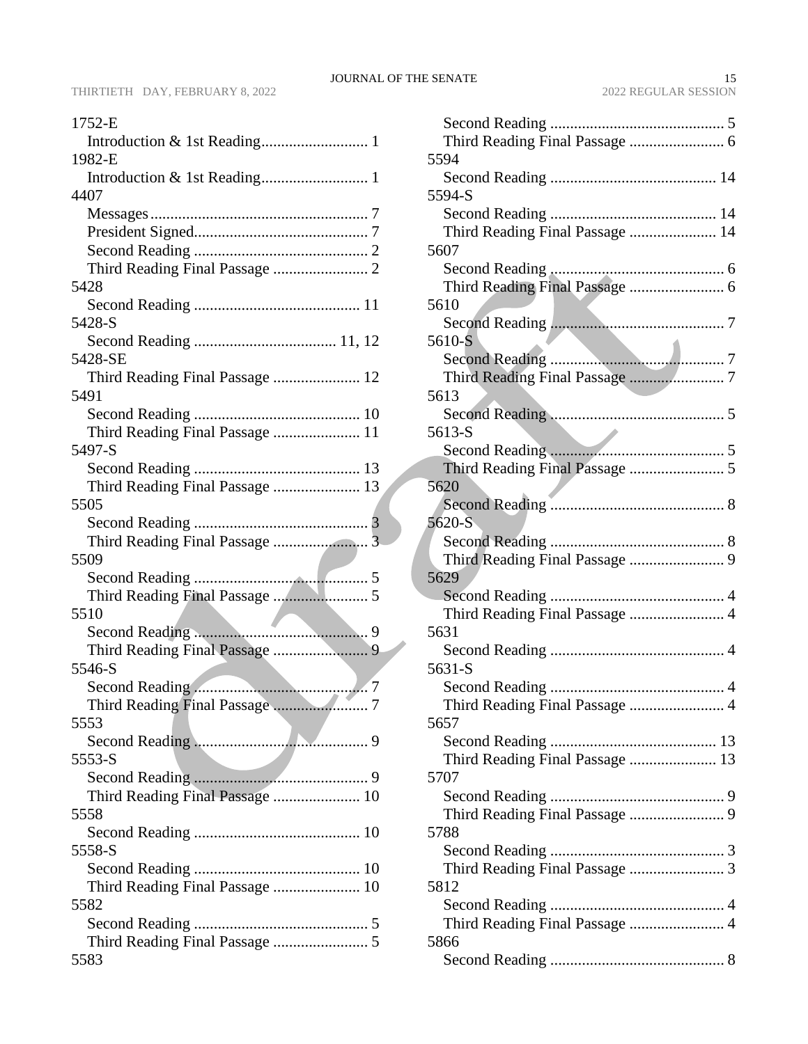1752-E
- Introduction & 1st Reading........................... 1

1982-E
- Introduction & 1st Reading........................... 1

4407
- Messages...................................................... 7
- President Signed........................................... 7
- Second Reading ............................................ 2
- Third Reading Final Passage ........................ 2

5428
- Second Reading .......................................... 11

5428-S
- Second Reading .................................... 11, 12

5428-SE
- Third Reading Final Passage ...................... 12

5491
- Second Reading .......................................... 10
- Third Reading Final Passage ...................... 11

5497-S
- Second Reading .......................................... 13
- Third Reading Final Passage ...................... 13

5505
- Second Reading ............................................ 3
- Third Reading Final Passage ........................ 3

5509
- Second Reading ............................................ 5
- Third Reading Final Passage ........................ 5

5510
- Second Reading ............................................ 9
- Third Reading Final Passage ........................ 9

5546-S
- Second Reading ............................................ 7
- Third Reading Final Passage ........................ 7

5553
- Second Reading ............................................ 9

5553-S
- Second Reading ............................................ 9
- Third Reading Final Passage ...................... 10

5558
- Second Reading .......................................... 10

5558-S
- Second Reading .......................................... 10
- Third Reading Final Passage ...................... 10

5582
- Second Reading ............................................ 5
- Third Reading Final Passage ........................ 5

5583
- Second Reading ............................................ 5
- Third Reading Final Passage ........................ 6

5594
- Second Reading .......................................... 14

5594-S
- Second Reading .......................................... 14
- Third Reading Final Passage ...................... 14

5607
- Second Reading ............................................ 6
- Third Reading Final Passage ........................ 6

5610
- Second Reading ............................................ 7

5610-S
- Second Reading ............................................ 7
- Third Reading Final Passage ........................ 7

5613
- Second Reading ............................................ 5

5613-S
- Second Reading ............................................ 5
- Third Reading Final Passage ........................ 5

5620
- Second Reading ............................................ 8

5620-S
- Second Reading ............................................ 8
- Third Reading Final Passage ........................ 9

5629
- Second Reading ............................................ 4
- Third Reading Final Passage ........................ 4

5631
- Second Reading ............................................ 4

5631-S
- Second Reading ............................................ 4
- Third Reading Final Passage ........................ 4

5657
- Second Reading .......................................... 13
- Third Reading Final Passage ...................... 13

5707
- Second Reading ............................................ 9
- Third Reading Final Passage ........................ 9

5788
- Second Reading ............................................ 3
- Third Reading Final Passage ........................ 3

5812
- Second Reading ............................................ 4
- Third Reading Final Passage ........................ 4

5866
- Second Reading ............................................ 8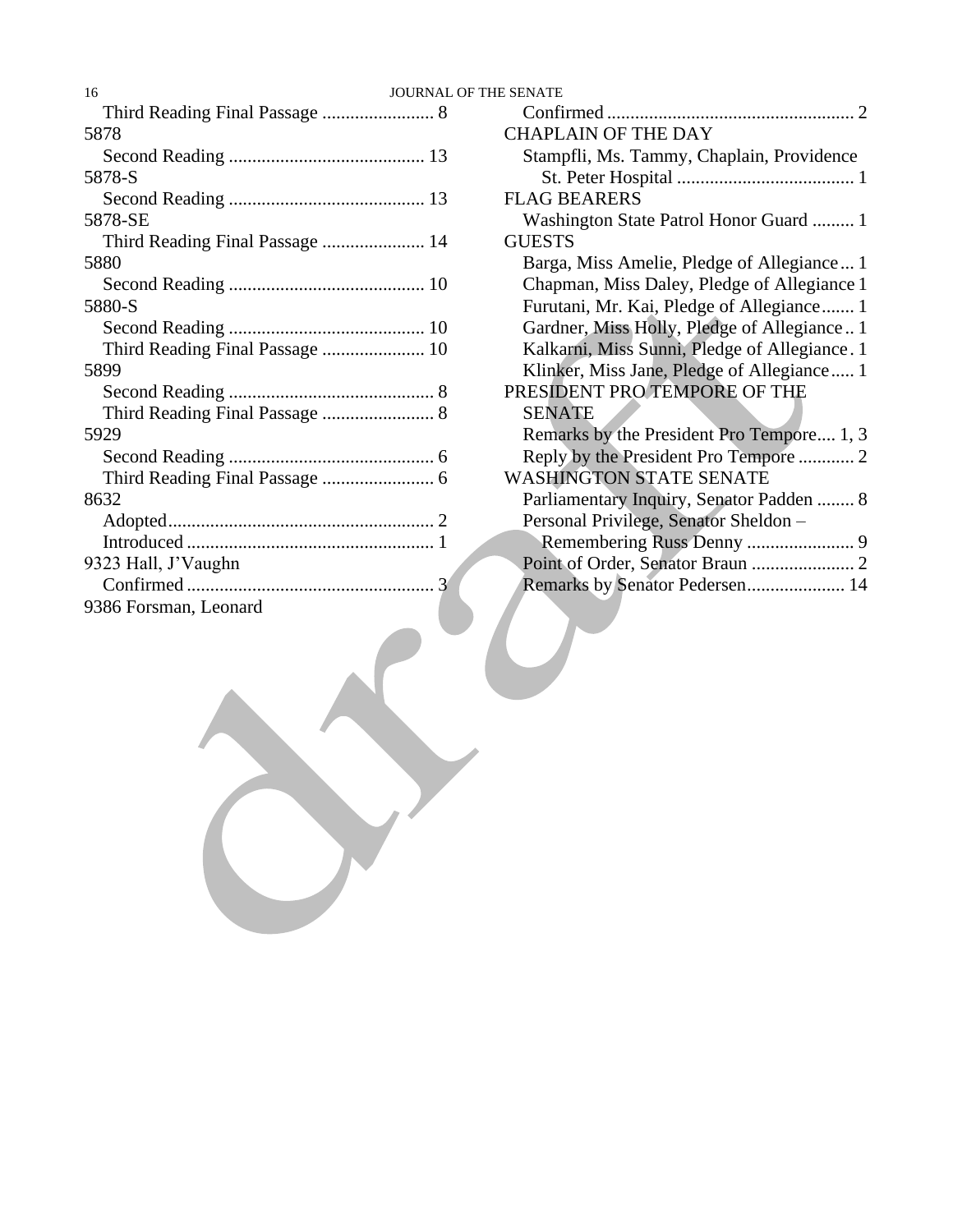Third Reading Final Passage ........................ 8

5878

Second Reading .......................................... 13

5878-S

Second Reading .......................................... 13

5878-SE

Third Reading Final Passage ...................... 14

5880

Second Reading .......................................... 10

5880-S

Second Reading .......................................... 10

Third Reading Final Passage ...................... 10

5899

Second Reading ............................................ 8

Third Reading Final Passage ........................ 8

5929

Second Reading ............................................ 6

Third Reading Final Passage ........................ 6

8632

Adopted......................................................... 2

Introduced ..................................................... 1

9323 Hall, J'Vaughn

Confirmed ..................................................... 3

9386 Forsman, Leonard

Confirmed ..................................................... 2

CHAPLAIN OF THE DAY

Stampfli, Ms. Tammy, Chaplain, Providence St. Peter Hospital ...................................... 1

FLAG BEARERS

Washington State Patrol Honor Guard ......... 1

GUESTS

Barga, Miss Amelie, Pledge of Allegiance ... 1

Chapman, Miss Daley, Pledge of Allegiance 1

Furutani, Mr. Kai, Pledge of Allegiance....... 1

Gardner, Miss Holly, Pledge of Allegiance .. 1

Kalkarni, Miss Sunni, Pledge of Allegiance . 1

Klinker, Miss Jane, Pledge of Allegiance ..... 1

PRESIDENT PRO TEMPORE OF THE SENATE

Remarks by the President Pro Tempore.... 1, 3

Reply by the President Pro Tempore ............ 2

WASHINGTON STATE SENATE

Parliamentary Inquiry, Senator Padden ........ 8

Personal Privilege, Senator Sheldon – Remembering Russ Denny ....................... 9

Point of Order, Senator Braun ...................... 2

Remarks by Senator Pedersen..................... 14